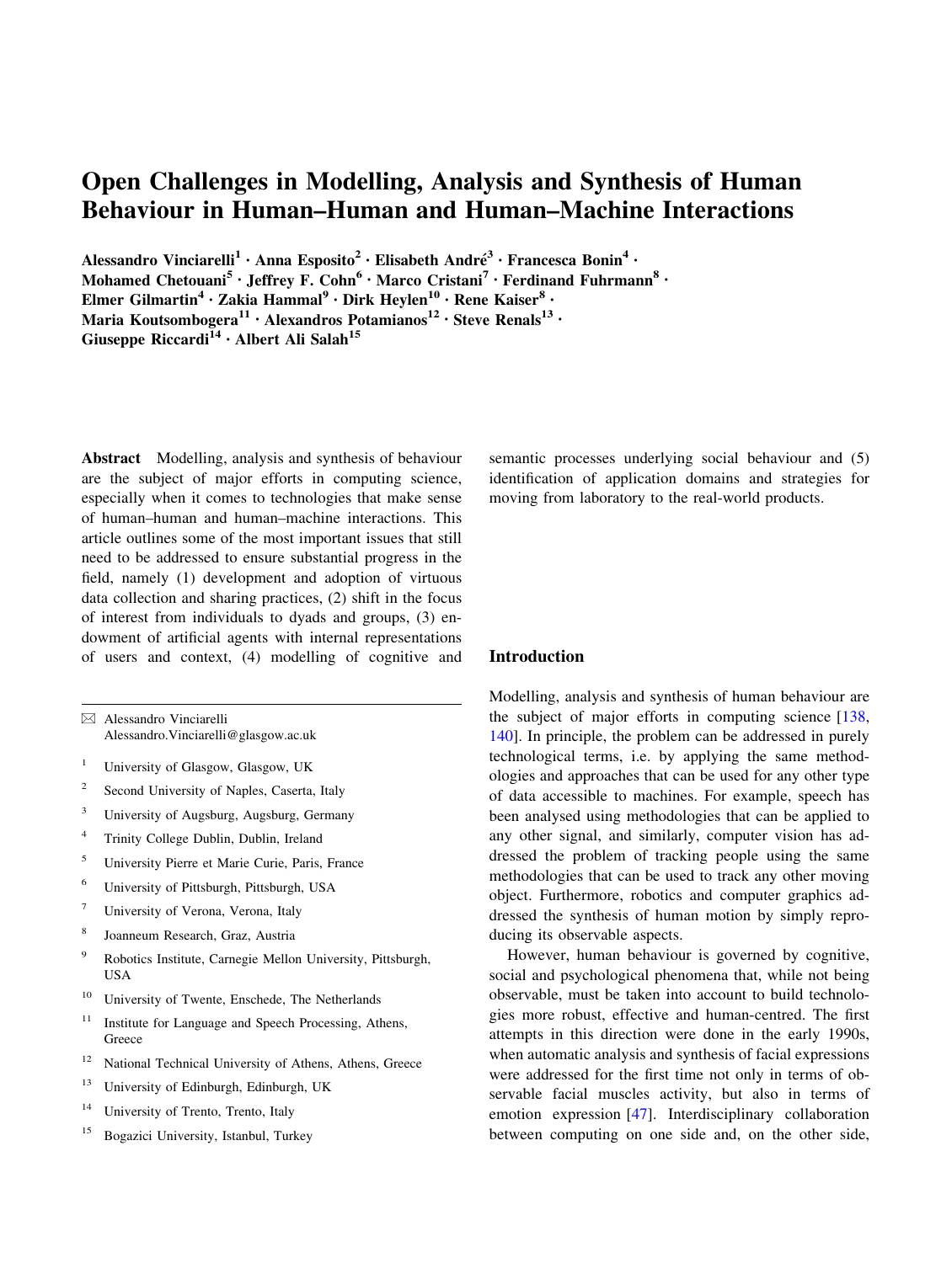# Open Challenges in Modelling, Analysis and Synthesis of Human Behaviour in Human–Human and Human–Machine Interactions

Alessandro Vinciarelli[1] · Anna Esposito[2] · Elisabeth André[3] · Francesca Bonin[4] · Mohamed Chetouani[5] · Jeffrey F. Cohn[6] · Marco Cristani[7] · Ferdinand Fuhrmann[8] · Elmer Gilmartin[4] · Zakia Hammal[9] · Dirk Heylen[10] · Rene Kaiser[8] · Maria Koutsombogera[11] · Alexandros Potamianos[12] · Steve Renals[13] · Giuseppe Riccardi[14] · Albert Ali Salah[15]

**Abstract** Modelling, analysis and synthesis of behaviour are the subject of major efforts in computing science, especially when it comes to technologies that make sense of human–human and human–machine interactions. This article outlines some of the most important issues that still need to be addressed to ensure substantial progress in the field, namely (1) development and adoption of virtuous data collection and sharing practices, (2) shift in the focus of interest from individuals to dyads and groups, (3) endowment of artificial agents with internal representations of users and context, (4) modelling of cognitive and semantic processes underlying social behaviour and (5) identification of application domains and strategies for moving from laboratory to the real-world products.

✉ Alessandro Vinciarelli
Alessandro.Vinciarelli@glasgow.ac.uk

[1] University of Glasgow, Glasgow, UK

[2] Second University of Naples, Caserta, Italy

[3] University of Augsburg, Augsburg, Germany

[4] Trinity College Dublin, Dublin, Ireland

[5] University Pierre et Marie Curie, Paris, France

[6] University of Pittsburgh, Pittsburgh, USA

[7] University of Verona, Verona, Italy

[8] Joanneum Research, Graz, Austria

[9] Robotics Institute, Carnegie Mellon University, Pittsburgh, USA

[10] University of Twente, Enschede, The Netherlands

[11] Institute for Language and Speech Processing, Athens, Greece

[12] National Technical University of Athens, Athens, Greece

[13] University of Edinburgh, Edinburgh, UK

[14] University of Trento, Trento, Italy

[15] Bogazici University, Istanbul, Turkey

## Introduction

Modelling, analysis and synthesis of human behaviour are the subject of major efforts in computing science [138, 140]. In principle, the problem can be addressed in purely technological terms, i.e. by applying the same methodologies and approaches that can be used for any other type of data accessible to machines. For example, speech has been analysed using methodologies that can be applied to any other signal, and similarly, computer vision has addressed the problem of tracking people using the same methodologies that can be used to track any other moving object. Furthermore, robotics and computer graphics addressed the synthesis of human motion by simply reproducing its observable aspects.

However, human behaviour is governed by cognitive, social and psychological phenomena that, while not being observable, must be taken into account to build technologies more robust, effective and human-centred. The first attempts in this direction were done in the early 1990s, when automatic analysis and synthesis of facial expressions were addressed for the first time not only in terms of observable facial muscles activity, but also in terms of emotion expression [47]. Interdisciplinary collaboration between computing on one side and, on the other side,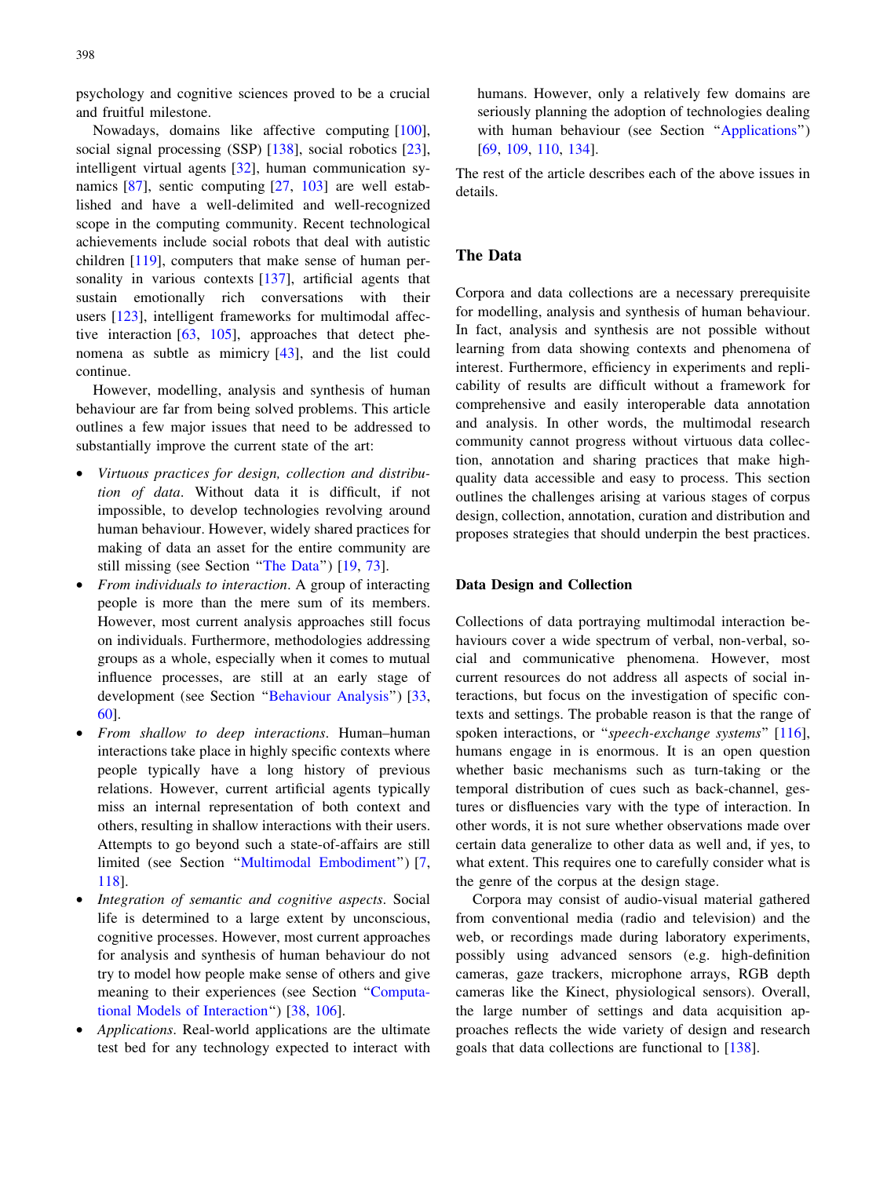psychology and cognitive sciences proved to be a crucial and fruitful milestone.

Nowadays, domains like affective computing [100], social signal processing (SSP) [138], social robotics [23], intelligent virtual agents [32], human communication synamics [87], sentic computing [27, 103] are well established and have a well-delimited and well-recognized scope in the computing community. Recent technological achievements include social robots that deal with autistic children [119], computers that make sense of human personality in various contexts [137], artificial agents that sustain emotionally rich conversations with their users [123], intelligent frameworks for multimodal affective interaction [63, 105], approaches that detect phenomena as subtle as mimicry [43], and the list could continue.

However, modelling, analysis and synthesis of human behaviour are far from being solved problems. This article outlines a few major issues that need to be addressed to substantially improve the current state of the art:

- *Virtuous practices for design, collection and distribution of data*. Without data it is difficult, if not impossible, to develop technologies revolving around human behaviour. However, widely shared practices for making of data an asset for the entire community are still missing (see Section "The Data") [19, 73].
- *From individuals to interaction*. A group of interacting people is more than the mere sum of its members. However, most current analysis approaches still focus on individuals. Furthermore, methodologies addressing groups as a whole, especially when it comes to mutual influence processes, are still at an early stage of development (see Section "Behaviour Analysis") [33, 60].
- *From shallow to deep interactions*. Human–human interactions take place in highly specific contexts where people typically have a long history of previous relations. However, current artificial agents typically miss an internal representation of both context and others, resulting in shallow interactions with their users. Attempts to go beyond such a state-of-affairs are still limited (see Section "Multimodal Embodiment") [7, 118].
- *Integration of semantic and cognitive aspects*. Social life is determined to a large extent by unconscious, cognitive processes. However, most current approaches for analysis and synthesis of human behaviour do not try to model how people make sense of others and give meaning to their experiences (see Section "Computational Models of Interaction") [38, 106].
- *Applications*. Real-world applications are the ultimate test bed for any technology expected to interact with humans. However, only a relatively few domains are seriously planning the adoption of technologies dealing with human behaviour (see Section "Applications") [69, 109, 110, 134].

The rest of the article describes each of the above issues in details.

## The Data

Corpora and data collections are a necessary prerequisite for modelling, analysis and synthesis of human behaviour. In fact, analysis and synthesis are not possible without learning from data showing contexts and phenomena of interest. Furthermore, efficiency in experiments and replicability of results are difficult without a framework for comprehensive and easily interoperable data annotation and analysis. In other words, the multimodal research community cannot progress without virtuous data collection, annotation and sharing practices that make high-quality data accessible and easy to process. This section outlines the challenges arising at various stages of corpus design, collection, annotation, curation and distribution and proposes strategies that should underpin the best practices.

### Data Design and Collection

Collections of data portraying multimodal interaction behaviours cover a wide spectrum of verbal, non-verbal, social and communicative phenomena. However, most current resources do not address all aspects of social interactions, but focus on the investigation of specific contexts and settings. The probable reason is that the range of spoken interactions, or "*speech-exchange systems*" [116], humans engage in is enormous. It is an open question whether basic mechanisms such as turn-taking or the temporal distribution of cues such as back-channel, gestures or disfluencies vary with the type of interaction. In other words, it is not sure whether observations made over certain data generalize to other data as well and, if yes, to what extent. This requires one to carefully consider what is the genre of the corpus at the design stage.

Corpora may consist of audio-visual material gathered from conventional media (radio and television) and the web, or recordings made during laboratory experiments, possibly using advanced sensors (e.g. high-definition cameras, gaze trackers, microphone arrays, RGB depth cameras like the Kinect, physiological sensors). Overall, the large number of settings and data acquisition approaches reflects the wide variety of design and research goals that data collections are functional to [138].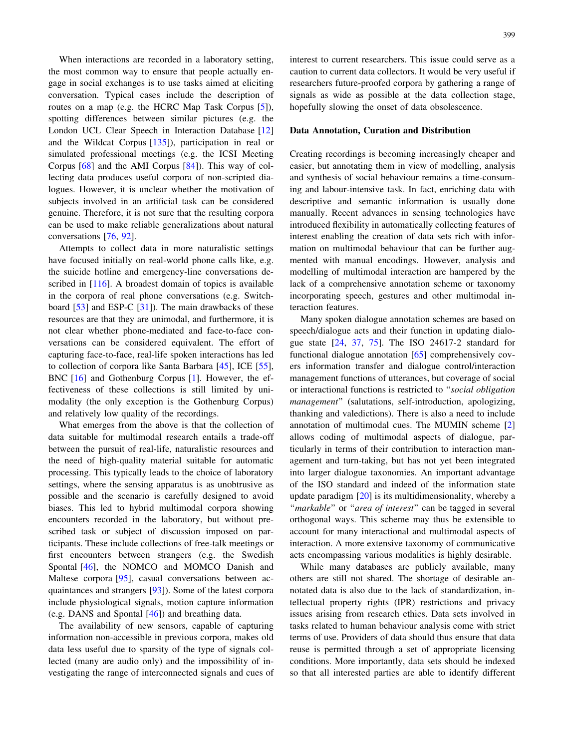When interactions are recorded in a laboratory setting, the most common way to ensure that people actually engage in social exchanges is to use tasks aimed at eliciting conversation. Typical cases include the description of routes on a map (e.g. the HCRC Map Task Corpus [5]), spotting differences between similar pictures (e.g. the London UCL Clear Speech in Interaction Database [12] and the Wildcat Corpus [135]), participation in real or simulated professional meetings (e.g. the ICSI Meeting Corpus [68] and the AMI Corpus [84]). This way of collecting data produces useful corpora of non-scripted dialogues. However, it is unclear whether the motivation of subjects involved in an artificial task can be considered genuine. Therefore, it is not sure that the resulting corpora can be used to make reliable generalizations about natural conversations [76, 92].

Attempts to collect data in more naturalistic settings have focused initially on real-world phone calls like, e.g. the suicide hotline and emergency-line conversations described in [116]. A broadest domain of topics is available in the corpora of real phone conversations (e.g. Switchboard [53] and ESP-C [31]). The main drawbacks of these resources are that they are unimodal, and furthermore, it is not clear whether phone-mediated and face-to-face conversations can be considered equivalent. The effort of capturing face-to-face, real-life spoken interactions has led to collection of corpora like Santa Barbara [45], ICE [55], BNC [16] and Gothenburg Corpus [1]. However, the effectiveness of these collections is still limited by unimodality (the only exception is the Gothenburg Corpus) and relatively low quality of the recordings.

What emerges from the above is that the collection of data suitable for multimodal research entails a trade-off between the pursuit of real-life, naturalistic resources and the need of high-quality material suitable for automatic processing. This typically leads to the choice of laboratory settings, where the sensing apparatus is as unobtrusive as possible and the scenario is carefully designed to avoid biases. This led to hybrid multimodal corpora showing encounters recorded in the laboratory, but without prescribed task or subject of discussion imposed on participants. These include collections of free-talk meetings or first encounters between strangers (e.g. the Swedish Spontal [46], the NOMCO and MOMCO Danish and Maltese corpora [95], casual conversations between acquaintances and strangers [93]). Some of the latest corpora include physiological signals, motion capture information (e.g. DANS and Spontal [46]) and breathing data.

The availability of new sensors, capable of capturing information non-accessible in previous corpora, makes old data less useful due to sparsity of the type of signals collected (many are audio only) and the impossibility of investigating the range of interconnected signals and cues of interest to current researchers. This issue could serve as a caution to current data collectors. It would be very useful if researchers future-proofed corpora by gathering a range of signals as wide as possible at the data collection stage, hopefully slowing the onset of data obsolescence.

## Data Annotation, Curation and Distribution

Creating recordings is becoming increasingly cheaper and easier, but annotating them in view of modelling, analysis and synthesis of social behaviour remains a time-consuming and labour-intensive task. In fact, enriching data with descriptive and semantic information is usually done manually. Recent advances in sensing technologies have introduced flexibility in automatically collecting features of interest enabling the creation of data sets rich with information on multimodal behaviour that can be further augmented with manual encodings. However, analysis and modelling of multimodal interaction are hampered by the lack of a comprehensive annotation scheme or taxonomy incorporating speech, gestures and other multimodal interaction features.

Many spoken dialogue annotation schemes are based on speech/dialogue acts and their function in updating dialogue state [24, 37, 75]. The ISO 24617-2 standard for functional dialogue annotation [65] comprehensively covers information transfer and dialogue control/interaction management functions of utterances, but coverage of social or interactional functions is restricted to "*social obligation management*" (salutations, self-introduction, apologizing, thanking and valedictions). There is also a need to include annotation of multimodal cues. The MUMIN scheme [2] allows coding of multimodal aspects of dialogue, particularly in terms of their contribution to interaction management and turn-taking, but has not yet been integrated into larger dialogue taxonomies. An important advantage of the ISO standard and indeed of the information state update paradigm [20] is its multidimensionality, whereby a "*markable*" or "*area of interest*" can be tagged in several orthogonal ways. This scheme may thus be extensible to account for many interactional and multimodal aspects of interaction. A more extensive taxonomy of communicative acts encompassing various modalities is highly desirable.

While many databases are publicly available, many others are still not shared. The shortage of desirable annotated data is also due to the lack of standardization, intellectual property rights (IPR) restrictions and privacy issues arising from research ethics. Data sets involved in tasks related to human behaviour analysis come with strict terms of use. Providers of data should thus ensure that data reuse is permitted through a set of appropriate licensing conditions. More importantly, data sets should be indexed so that all interested parties are able to identify different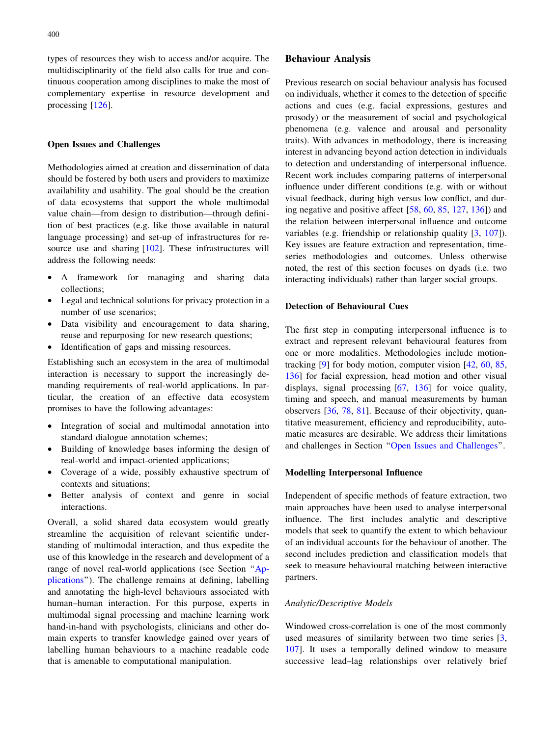types of resources they wish to access and/or acquire. The multidisciplinarity of the field also calls for true and continuous cooperation among disciplines to make the most of complementary expertise in resource development and processing [126].

## Open Issues and Challenges

Methodologies aimed at creation and dissemination of data should be fostered by both users and providers to maximize availability and usability. The goal should be the creation of data ecosystems that support the whole multimodal value chain—from design to distribution—through definition of best practices (e.g. like those available in natural language processing) and set-up of infrastructures for resource use and sharing [102]. These infrastructures will address the following needs:

- A framework for managing and sharing data collections;
- Legal and technical solutions for privacy protection in a number of use scenarios;
- Data visibility and encouragement to data sharing, reuse and repurposing for new research questions;
- Identification of gaps and missing resources.

Establishing such an ecosystem in the area of multimodal interaction is necessary to support the increasingly demanding requirements of real-world applications. In particular, the creation of an effective data ecosystem promises to have the following advantages:

- Integration of social and multimodal annotation into standard dialogue annotation schemes;
- Building of knowledge bases informing the design of real-world and impact-oriented applications;
- Coverage of a wide, possibly exhaustive spectrum of contexts and situations;
- Better analysis of context and genre in social interactions.

Overall, a solid shared data ecosystem would greatly streamline the acquisition of relevant scientific understanding of multimodal interaction, and thus expedite the use of this knowledge in the research and development of a range of novel real-world applications (see Section "Applications"). The challenge remains at defining, labelling and annotating the high-level behaviours associated with human–human interaction. For this purpose, experts in multimodal signal processing and machine learning work hand-in-hand with psychologists, clinicians and other domain experts to transfer knowledge gained over years of labelling human behaviours to a machine readable code that is amenable to computational manipulation.

# Behaviour Analysis

Previous research on social behaviour analysis has focused on individuals, whether it comes to the detection of specific actions and cues (e.g. facial expressions, gestures and prosody) or the measurement of social and psychological phenomena (e.g. valence and arousal and personality traits). With advances in methodology, there is increasing interest in advancing beyond action detection in individuals to detection and understanding of interpersonal influence. Recent work includes comparing patterns of interpersonal influence under different conditions (e.g. with or without visual feedback, during high versus low conflict, and during negative and positive affect [58, 60, 85, 127, 136]) and the relation between interpersonal influence and outcome variables (e.g. friendship or relationship quality [3, 107]). Key issues are feature extraction and representation, time-series methodologies and outcomes. Unless otherwise noted, the rest of this section focuses on dyads (i.e. two interacting individuals) rather than larger social groups.

## Detection of Behavioural Cues

The first step in computing interpersonal influence is to extract and represent relevant behavioural features from one or more modalities. Methodologies include motion-tracking [9] for body motion, computer vision [42, 60, 85, 136] for facial expression, head motion and other visual displays, signal processing [67, 136] for voice quality, timing and speech, and manual measurements by human observers [36, 78, 81]. Because of their objectivity, quantitative measurement, efficiency and reproducibility, automatic measures are desirable. We address their limitations and challenges in Section "Open Issues and Challenges".

## Modelling Interpersonal Influence

Independent of specific methods of feature extraction, two main approaches have been used to analyse interpersonal influence. The first includes analytic and descriptive models that seek to quantify the extent to which behaviour of an individual accounts for the behaviour of another. The second includes prediction and classification models that seek to measure behavioural matching between interactive partners.

### *Analytic/Descriptive Models*

Windowed cross-correlation is one of the most commonly used measures of similarity between two time series [3, 107]. It uses a temporally defined window to measure successive lead–lag relationships over relatively brief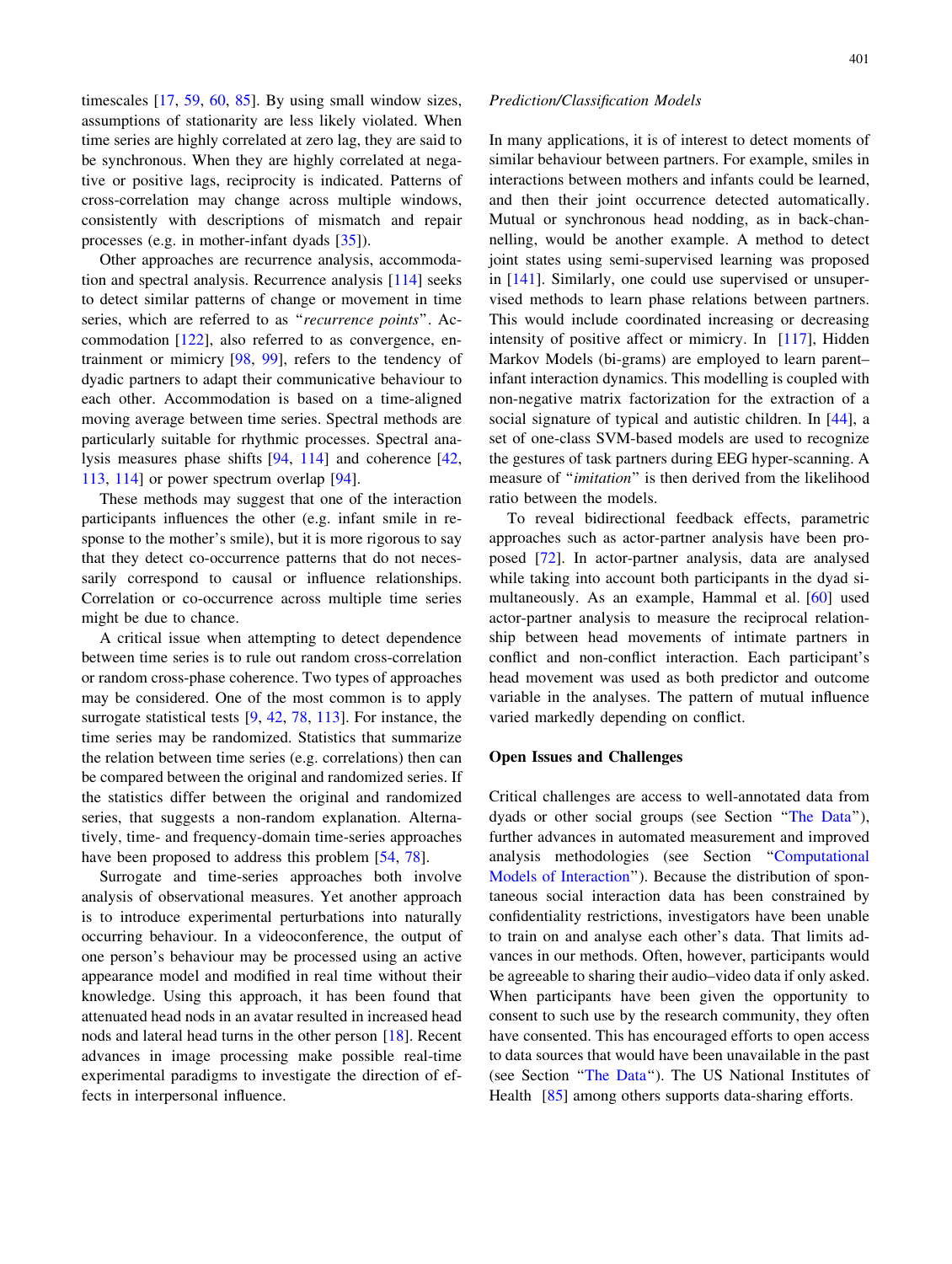timescales [17, 59, 60, 85]. By using small window sizes, assumptions of stationarity are less likely violated. When time series are highly correlated at zero lag, they are said to be synchronous. When they are highly correlated at negative or positive lags, reciprocity is indicated. Patterns of cross-correlation may change across multiple windows, consistently with descriptions of mismatch and repair processes (e.g. in mother-infant dyads [35]).

Other approaches are recurrence analysis, accommodation and spectral analysis. Recurrence analysis [114] seeks to detect similar patterns of change or movement in time series, which are referred to as "*recurrence points*". Accommodation [122], also referred to as convergence, entrainment or mimicry [98, 99], refers to the tendency of dyadic partners to adapt their communicative behaviour to each other. Accommodation is based on a time-aligned moving average between time series. Spectral methods are particularly suitable for rhythmic processes. Spectral analysis measures phase shifts [94, 114] and coherence [42, 113, 114] or power spectrum overlap [94].

These methods may suggest that one of the interaction participants influences the other (e.g. infant smile in response to the mother's smile), but it is more rigorous to say that they detect co-occurrence patterns that do not necessarily correspond to causal or influence relationships. Correlation or co-occurrence across multiple time series might be due to chance.

A critical issue when attempting to detect dependence between time series is to rule out random cross-correlation or random cross-phase coherence. Two types of approaches may be considered. One of the most common is to apply surrogate statistical tests [9, 42, 78, 113]. For instance, the time series may be randomized. Statistics that summarize the relation between time series (e.g. correlations) then can be compared between the original and randomized series. If the statistics differ between the original and randomized series, that suggests a non-random explanation. Alternatively, time- and frequency-domain time-series approaches have been proposed to address this problem [54, 78].

Surrogate and time-series approaches both involve analysis of observational measures. Yet another approach is to introduce experimental perturbations into naturally occurring behaviour. In a videoconference, the output of one person's behaviour may be processed using an active appearance model and modified in real time without their knowledge. Using this approach, it has been found that attenuated head nods in an avatar resulted in increased head nods and lateral head turns in the other person [18]. Recent advances in image processing make possible real-time experimental paradigms to investigate the direction of effects in interpersonal influence.

*Prediction/Classification Models*

In many applications, it is of interest to detect moments of similar behaviour between partners. For example, smiles in interactions between mothers and infants could be learned, and then their joint occurrence detected automatically. Mutual or synchronous head nodding, as in back-channelling, would be another example. A method to detect joint states using semi-supervised learning was proposed in [141]. Similarly, one could use supervised or unsupervised methods to learn phase relations between partners. This would include coordinated increasing or decreasing intensity of positive affect or mimicry. In [117], Hidden Markov Models (bi-grams) are employed to learn parent–infant interaction dynamics. This modelling is coupled with non-negative matrix factorization for the extraction of a social signature of typical and autistic children. In [44], a set of one-class SVM-based models are used to recognize the gestures of task partners during EEG hyper-scanning. A measure of "*imitation*" is then derived from the likelihood ratio between the models.

To reveal bidirectional feedback effects, parametric approaches such as actor-partner analysis have been proposed [72]. In actor-partner analysis, data are analysed while taking into account both participants in the dyad simultaneously. As an example, Hammal et al. [60] used actor-partner analysis to measure the reciprocal relationship between head movements of intimate partners in conflict and non-conflict interaction. Each participant's head movement was used as both predictor and outcome variable in the analyses. The pattern of mutual influence varied markedly depending on conflict.

## Open Issues and Challenges

Critical challenges are access to well-annotated data from dyads or other social groups (see Section "The Data"), further advances in automated measurement and improved analysis methodologies (see Section "Computational Models of Interaction"). Because the distribution of spontaneous social interaction data has been constrained by confidentiality restrictions, investigators have been unable to train on and analyse each other's data. That limits advances in our methods. Often, however, participants would be agreeable to sharing their audio–video data if only asked. When participants have been given the opportunity to consent to such use by the research community, they often have consented. This has encouraged efforts to open access to data sources that would have been unavailable in the past (see Section "The Data"). The US National Institutes of Health [85] among others supports data-sharing efforts.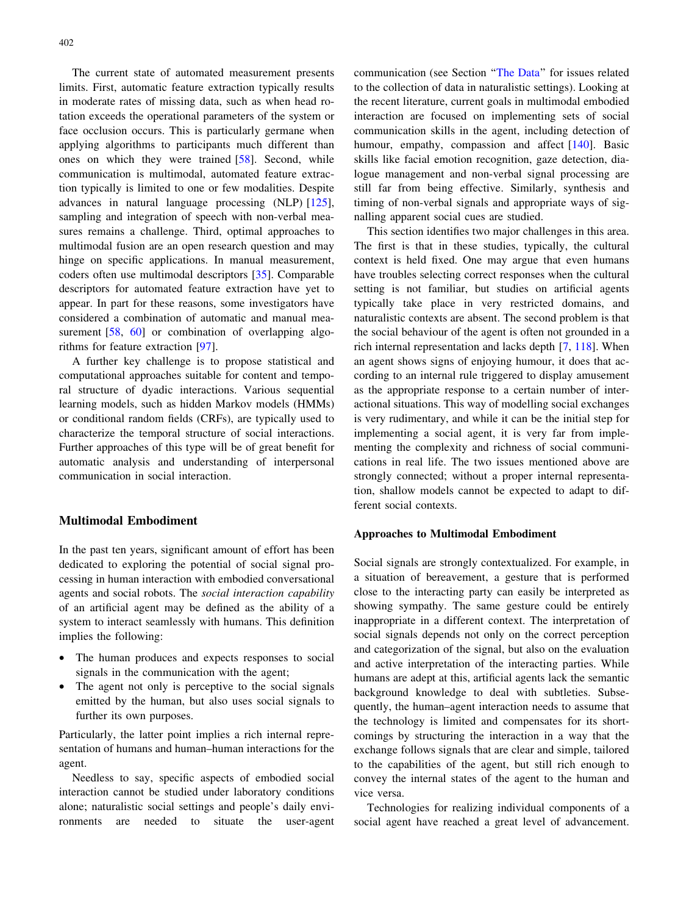The current state of automated measurement presents limits. First, automatic feature extraction typically results in moderate rates of missing data, such as when head rotation exceeds the operational parameters of the system or face occlusion occurs. This is particularly germane when applying algorithms to participants much different than ones on which they were trained [58]. Second, while communication is multimodal, automated feature extraction typically is limited to one or few modalities. Despite advances in natural language processing (NLP) [125], sampling and integration of speech with non-verbal measures remains a challenge. Third, optimal approaches to multimodal fusion are an open research question and may hinge on specific applications. In manual measurement, coders often use multimodal descriptors [35]. Comparable descriptors for automated feature extraction have yet to appear. In part for these reasons, some investigators have considered a combination of automatic and manual measurement [58, 60] or combination of overlapping algorithms for feature extraction [97].

A further key challenge is to propose statistical and computational approaches suitable for content and temporal structure of dyadic interactions. Various sequential learning models, such as hidden Markov models (HMMs) or conditional random fields (CRFs), are typically used to characterize the temporal structure of social interactions. Further approaches of this type will be of great benefit for automatic analysis and understanding of interpersonal communication in social interaction.

## Multimodal Embodiment

In the past ten years, significant amount of effort has been dedicated to exploring the potential of social signal processing in human interaction with embodied conversational agents and social robots. The *social interaction capability* of an artificial agent may be defined as the ability of a system to interact seamlessly with humans. This definition implies the following:

- The human produces and expects responses to social signals in the communication with the agent;
- The agent not only is perceptive to the social signals emitted by the human, but also uses social signals to further its own purposes.

Particularly, the latter point implies a rich internal representation of humans and human–human interactions for the agent.

Needless to say, specific aspects of embodied social interaction cannot be studied under laboratory conditions alone; naturalistic social settings and people's daily environments are needed to situate the user-agent communication (see Section "The Data" for issues related to the collection of data in naturalistic settings). Looking at the recent literature, current goals in multimodal embodied interaction are focused on implementing sets of social communication skills in the agent, including detection of humour, empathy, compassion and affect [140]. Basic skills like facial emotion recognition, gaze detection, dialogue management and non-verbal signal processing are still far from being effective. Similarly, synthesis and timing of non-verbal signals and appropriate ways of signalling apparent social cues are studied.

This section identifies two major challenges in this area. The first is that in these studies, typically, the cultural context is held fixed. One may argue that even humans have troubles selecting correct responses when the cultural setting is not familiar, but studies on artificial agents typically take place in very restricted domains, and naturalistic contexts are absent. The second problem is that the social behaviour of the agent is often not grounded in a rich internal representation and lacks depth [7, 118]. When an agent shows signs of enjoying humour, it does that according to an internal rule triggered to display amusement as the appropriate response to a certain number of interactional situations. This way of modelling social exchanges is very rudimentary, and while it can be the initial step for implementing a social agent, it is very far from implementing the complexity and richness of social communications in real life. The two issues mentioned above are strongly connected; without a proper internal representation, shallow models cannot be expected to adapt to different social contexts.

### Approaches to Multimodal Embodiment

Social signals are strongly contextualized. For example, in a situation of bereavement, a gesture that is performed close to the interacting party can easily be interpreted as showing sympathy. The same gesture could be entirely inappropriate in a different context. The interpretation of social signals depends not only on the correct perception and categorization of the signal, but also on the evaluation and active interpretation of the interacting parties. While humans are adept at this, artificial agents lack the semantic background knowledge to deal with subtleties. Subsequently, the human–agent interaction needs to assume that the technology is limited and compensates for its shortcomings by structuring the interaction in a way that the exchange follows signals that are clear and simple, tailored to the capabilities of the agent, but still rich enough to convey the internal states of the agent to the human and vice versa.

Technologies for realizing individual components of a social agent have reached a great level of advancement.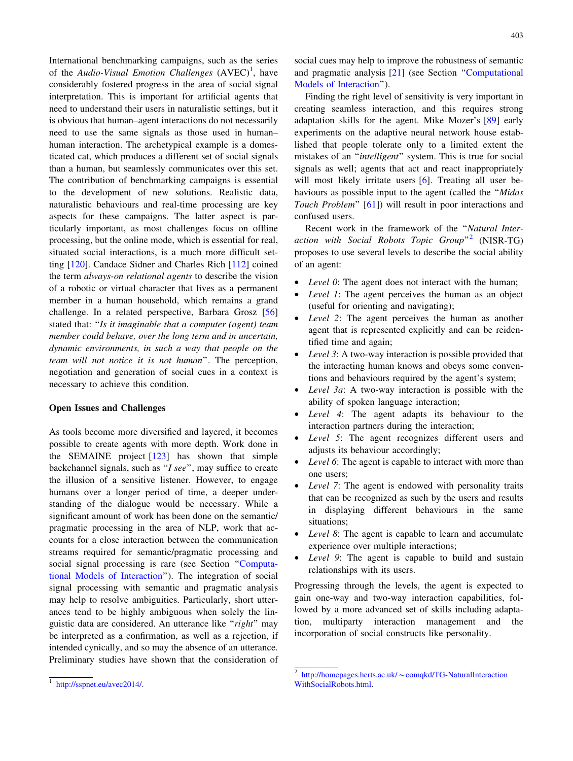International benchmarking campaigns, such as the series of the *Audio-Visual Emotion Challenges* (AVEC)[1], have considerably fostered progress in the area of social signal interpretation. This is important for artificial agents that need to understand their users in naturalistic settings, but it is obvious that human–agent interactions do not necessarily need to use the same signals as those used in human–human interaction. The archetypical example is a domesticated cat, which produces a different set of social signals than a human, but seamlessly communicates over this set. The contribution of benchmarking campaigns is essential to the development of new solutions. Realistic data, naturalistic behaviours and real-time processing are key aspects for these campaigns. The latter aspect is particularly important, as most challenges focus on offline processing, but the online mode, which is essential for real, situated social interactions, is a much more difficult setting [120]. Candace Sidner and Charles Rich [112] coined the term *always-on relational agents* to describe the vision of a robotic or virtual character that lives as a permanent member in a human household, which remains a grand challenge. In a related perspective, Barbara Grosz [56] stated that: "*Is it imaginable that a computer (agent) team member could behave, over the long term and in uncertain, dynamic environments, in such a way that people on the team will not notice it is not human*". The perception, negotiation and generation of social cues in a context is necessary to achieve this condition.

## Open Issues and Challenges

As tools become more diversified and layered, it becomes possible to create agents with more depth. Work done in the SEMAINE project [123] has shown that simple backchannel signals, such as "*I see*", may suffice to create the illusion of a sensitive listener. However, to engage humans over a longer period of time, a deeper understanding of the dialogue would be necessary. While a significant amount of work has been done on the semantic/pragmatic processing in the area of NLP, work that accounts for a close interaction between the communication streams required for semantic/pragmatic processing and social signal processing is rare (see Section "Computational Models of Interaction"). The integration of social signal processing with semantic and pragmatic analysis may help to resolve ambiguities. Particularly, short utterances tend to be highly ambiguous when solely the linguistic data are considered. An utterance like "*right*" may be interpreted as a confirmation, as well as a rejection, if intended cynically, and so may the absence of an utterance. Preliminary studies have shown that the consideration of social cues may help to improve the robustness of semantic and pragmatic analysis [21] (see Section "Computational Models of Interaction").

Finding the right level of sensitivity is very important in creating seamless interaction, and this requires strong adaptation skills for the agent. Mike Mozer's [89] early experiments on the adaptive neural network house established that people tolerate only to a limited extent the mistakes of an "*intelligent*" system. This is true for social signals as well; agents that act and react inappropriately will most likely irritate users [6]. Treating all user behaviours as possible input to the agent (called the "*Midas Touch Problem*" [61]) will result in poor interactions and confused users.

Recent work in the framework of the "*Natural Interaction with Social Robots Topic Group*"[2] (NISR-TG) proposes to use several levels to describe the social ability of an agent:

- *Level 0*: The agent does not interact with the human;
- *Level 1*: The agent perceives the human as an object (useful for orienting and navigating);
- *Level 2*: The agent perceives the human as another agent that is represented explicitly and can be reidentified time and again;
- *Level 3*: A two-way interaction is possible provided that the interacting human knows and obeys some conventions and behaviours required by the agent's system;
- *Level 3a*: A two-way interaction is possible with the ability of spoken language interaction;
- *Level 4*: The agent adapts its behaviour to the interaction partners during the interaction;
- *Level 5*: The agent recognizes different users and adjusts its behaviour accordingly;
- *Level 6*: The agent is capable to interact with more than one users;
- *Level 7*: The agent is endowed with personality traits that can be recognized as such by the users and results in displaying different behaviours in the same situations;
- *Level 8*: The agent is capable to learn and accumulate experience over multiple interactions;
- *Level 9*: The agent is capable to build and sustain relationships with its users.

Progressing through the levels, the agent is expected to gain one-way and two-way interaction capabilities, followed by a more advanced set of skills including adaptation, multiparty interaction management and the incorporation of social constructs like personality.

[1] http://sspnet.eu/avec2014/.

[2] http://homepages.herts.ac.uk/~comqkd/TG-NaturalInteractionWithSocialRobots.html.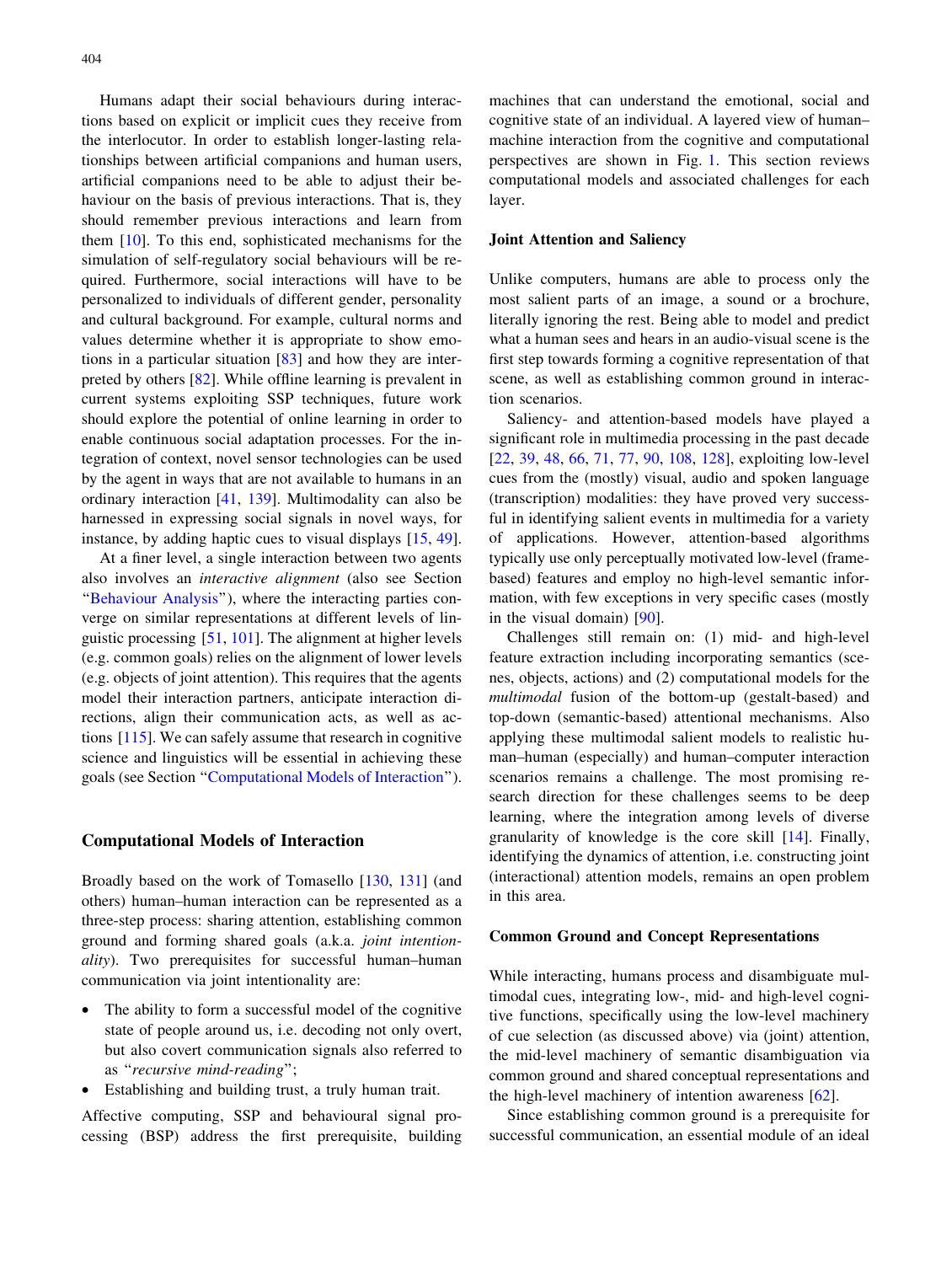Humans adapt their social behaviours during interactions based on explicit or implicit cues they receive from the interlocutor. In order to establish longer-lasting relationships between artificial companions and human users, artificial companions need to be able to adjust their behaviour on the basis of previous interactions. That is, they should remember previous interactions and learn from them [10]. To this end, sophisticated mechanisms for the simulation of self-regulatory social behaviours will be required. Furthermore, social interactions will have to be personalized to individuals of different gender, personality and cultural background. For example, cultural norms and values determine whether it is appropriate to show emotions in a particular situation [83] and how they are interpreted by others [82]. While offline learning is prevalent in current systems exploiting SSP techniques, future work should explore the potential of online learning in order to enable continuous social adaptation processes. For the integration of context, novel sensor technologies can be used by the agent in ways that are not available to humans in an ordinary interaction [41, 139]. Multimodality can also be harnessed in expressing social signals in novel ways, for instance, by adding haptic cues to visual displays [15, 49].

At a finer level, a single interaction between two agents also involves an *interactive alignment* (also see Section "Behaviour Analysis"), where the interacting parties converge on similar representations at different levels of linguistic processing [51, 101]. The alignment at higher levels (e.g. common goals) relies on the alignment of lower levels (e.g. objects of joint attention). This requires that the agents model their interaction partners, anticipate interaction directions, align their communication acts, as well as actions [115]. We can safely assume that research in cognitive science and linguistics will be essential in achieving these goals (see Section "Computational Models of Interaction").

## Computational Models of Interaction

Broadly based on the work of Tomasello [130, 131] (and others) human–human interaction can be represented as a three-step process: sharing attention, establishing common ground and forming shared goals (a.k.a. *joint intentionality*). Two prerequisites for successful human–human communication via joint intentionality are:

- The ability to form a successful model of the cognitive state of people around us, i.e. decoding not only overt, but also covert communication signals also referred to as "*recursive mind-reading*";
- Establishing and building trust, a truly human trait.

Affective computing, SSP and behavioural signal processing (BSP) address the first prerequisite, building machines that can understand the emotional, social and cognitive state of an individual. A layered view of human–machine interaction from the cognitive and computational perspectives are shown in Fig. 1. This section reviews computational models and associated challenges for each layer.

### Joint Attention and Saliency

Unlike computers, humans are able to process only the most salient parts of an image, a sound or a brochure, literally ignoring the rest. Being able to model and predict what a human sees and hears in an audio-visual scene is the first step towards forming a cognitive representation of that scene, as well as establishing common ground in interaction scenarios.

Saliency- and attention-based models have played a significant role in multimedia processing in the past decade [22, 39, 48, 66, 71, 77, 90, 108, 128], exploiting low-level cues from the (mostly) visual, audio and spoken language (transcription) modalities: they have proved very successful in identifying salient events in multimedia for a variety of applications. However, attention-based algorithms typically use only perceptually motivated low-level (frame-based) features and employ no high-level semantic information, with few exceptions in very specific cases (mostly in the visual domain) [90].

Challenges still remain on: (1) mid- and high-level feature extraction including incorporating semantics (scenes, objects, actions) and (2) computational models for the *multimodal* fusion of the bottom-up (gestalt-based) and top-down (semantic-based) attentional mechanisms. Also applying these multimodal salient models to realistic human–human (especially) and human–computer interaction scenarios remains a challenge. The most promising research direction for these challenges seems to be deep learning, where the integration among levels of diverse granularity of knowledge is the core skill [14]. Finally, identifying the dynamics of attention, i.e. constructing joint (interactional) attention models, remains an open problem in this area.

### Common Ground and Concept Representations

While interacting, humans process and disambiguate multimodal cues, integrating low-, mid- and high-level cognitive functions, specifically using the low-level machinery of cue selection (as discussed above) via (joint) attention, the mid-level machinery of semantic disambiguation via common ground and shared conceptual representations and the high-level machinery of intention awareness [62].

Since establishing common ground is a prerequisite for successful communication, an essential module of an ideal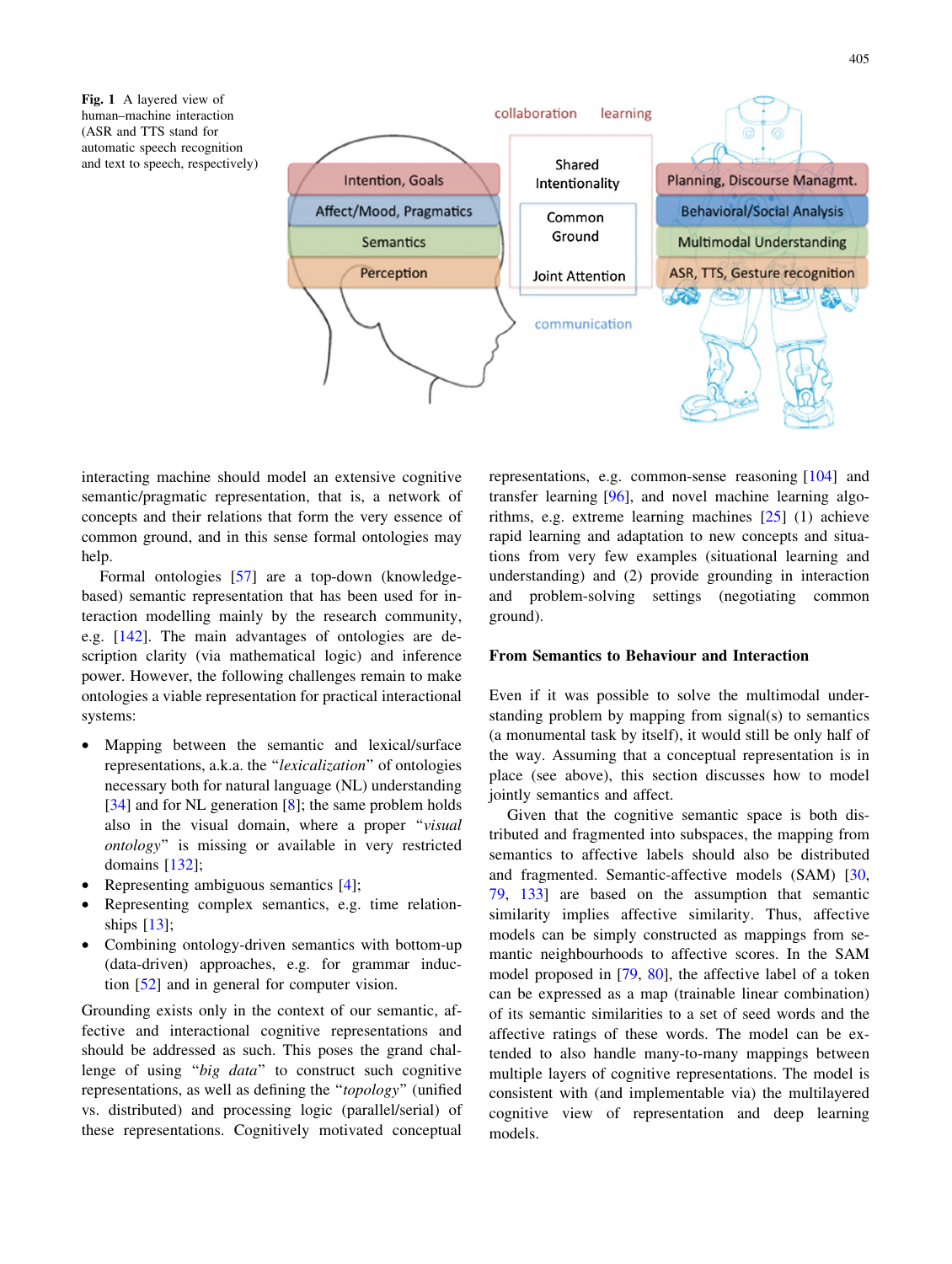**Fig. 1** A layered view of human–machine interaction (ASR and TTS stand for automatic speech recognition and text to speech, respectively)

interacting machine should model an extensive cognitive semantic/pragmatic representation, that is, a network of concepts and their relations that form the very essence of common ground, and in this sense formal ontologies may help.

Formal ontologies [57] are a top-down (knowledge-based) semantic representation that has been used for interaction modelling mainly by the research community, e.g. [142]. The main advantages of ontologies are description clarity (via mathematical logic) and inference power. However, the following challenges remain to make ontologies a viable representation for practical interactional systems:

- Mapping between the semantic and lexical/surface representations, a.k.a. the "*lexicalization*" of ontologies necessary both for natural language (NL) understanding [34] and for NL generation [8]; the same problem holds also in the visual domain, where a proper "*visual ontology*" is missing or available in very restricted domains [132];
- Representing ambiguous semantics [4];
- Representing complex semantics, e.g. time relationships [13];
- Combining ontology-driven semantics with bottom-up (data-driven) approaches, e.g. for grammar induction [52] and in general for computer vision.

Grounding exists only in the context of our semantic, affective and interactional cognitive representations and should be addressed as such. This poses the grand challenge of using "*big data*" to construct such cognitive representations, as well as defining the "*topology*" (unified vs. distributed) and processing logic (parallel/serial) of these representations. Cognitively motivated conceptual representations, e.g. common-sense reasoning [104] and transfer learning [96], and novel machine learning algorithms, e.g. extreme learning machines [25] (1) achieve rapid learning and adaptation to new concepts and situations from very few examples (situational learning and understanding) and (2) provide grounding in interaction and problem-solving settings (negotiating common ground).

### From Semantics to Behaviour and Interaction

Even if it was possible to solve the multimodal understanding problem by mapping from signal(s) to semantics (a monumental task by itself), it would still be only half of the way. Assuming that a conceptual representation is in place (see above), this section discusses how to model jointly semantics and affect.

Given that the cognitive semantic space is both distributed and fragmented into subspaces, the mapping from semantics to affective labels should also be distributed and fragmented. Semantic-affective models (SAM) [30, 79, 133] are based on the assumption that semantic similarity implies affective similarity. Thus, affective models can be simply constructed as mappings from semantic neighbourhoods to affective scores. In the SAM model proposed in [79, 80], the affective label of a token can be expressed as a map (trainable linear combination) of its semantic similarities to a set of seed words and the affective ratings of these words. The model can be extended to also handle many-to-many mappings between multiple layers of cognitive representations. The model is consistent with (and implementable via) the multilayered cognitive view of representation and deep learning models.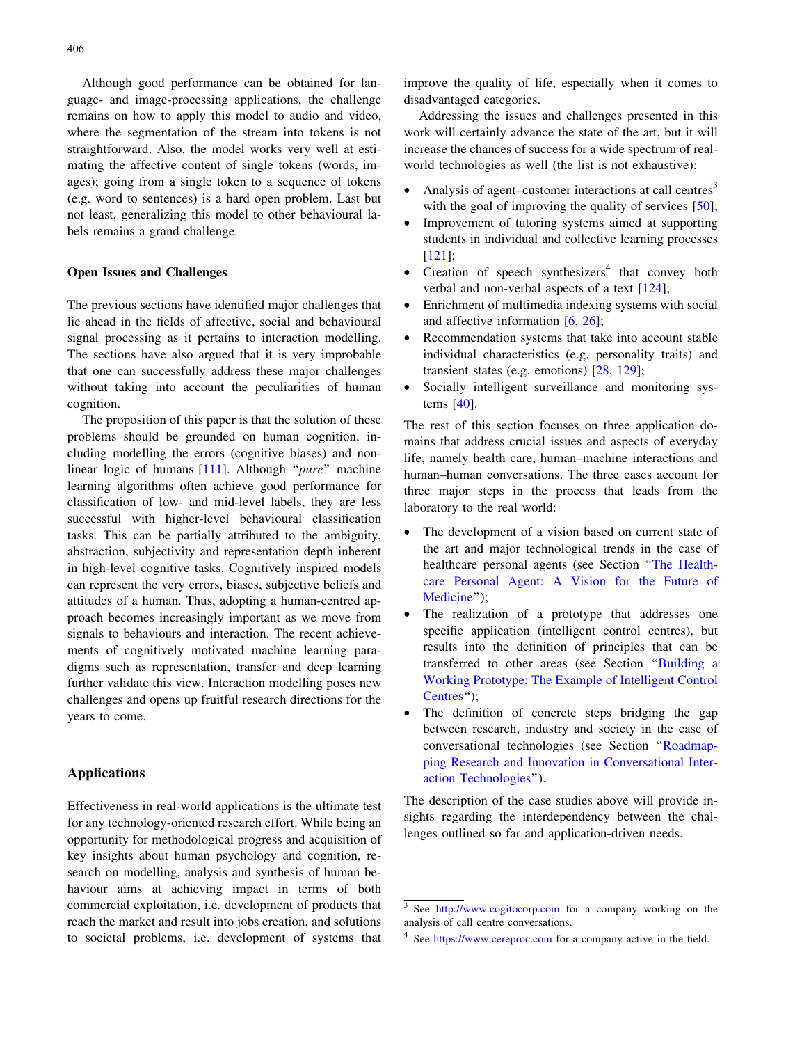Although good performance can be obtained for language- and image-processing applications, the challenge remains on how to apply this model to audio and video, where the segmentation of the stream into tokens is not straightforward. Also, the model works very well at estimating the affective content of single tokens (words, images); going from a single token to a sequence of tokens (e.g. word to sentences) is a hard open problem. Last but not least, generalizing this model to other behavioural labels remains a grand challenge.

### Open Issues and Challenges

The previous sections have identified major challenges that lie ahead in the fields of affective, social and behavioural signal processing as it pertains to interaction modelling. The sections have also argued that it is very improbable that one can successfully address these major challenges without taking into account the peculiarities of human cognition.

The proposition of this paper is that the solution of these problems should be grounded on human cognition, including modelling the errors (cognitive biases) and non-linear logic of humans [111]. Although "*pure*" machine learning algorithms often achieve good performance for classification of low- and mid-level labels, they are less successful with higher-level behavioural classification tasks. This can be partially attributed to the ambiguity, abstraction, subjectivity and representation depth inherent in high-level cognitive tasks. Cognitively inspired models can represent the very errors, biases, subjective beliefs and attitudes of a human. Thus, adopting a human-centred approach becomes increasingly important as we move from signals to behaviours and interaction. The recent achievements of cognitively motivated machine learning paradigms such as representation, transfer and deep learning further validate this view. Interaction modelling poses new challenges and opens up fruitful research directions for the years to come.

## Applications

Effectiveness in real-world applications is the ultimate test for any technology-oriented research effort. While being an opportunity for methodological progress and acquisition of key insights about human psychology and cognition, research on modelling, analysis and synthesis of human behaviour aims at achieving impact in terms of both commercial exploitation, i.e. development of products that reach the market and result into jobs creation, and solutions to societal problems, i.e. development of systems that improve the quality of life, especially when it comes to disadvantaged categories.

Addressing the issues and challenges presented in this work will certainly advance the state of the art, but it will increase the chances of success for a wide spectrum of real-world technologies as well (the list is not exhaustive):

- Analysis of agent–customer interactions at call centres[3] with the goal of improving the quality of services [50];
- Improvement of tutoring systems aimed at supporting students in individual and collective learning processes [121];
- Creation of speech synthesizers[4] that convey both verbal and non-verbal aspects of a text [124];
- Enrichment of multimedia indexing systems with social and affective information [6, 26];
- Recommendation systems that take into account stable individual characteristics (e.g. personality traits) and transient states (e.g. emotions) [28, 129];
- Socially intelligent surveillance and monitoring systems [40].

The rest of this section focuses on three application domains that address crucial issues and aspects of everyday life, namely health care, human–machine interactions and human–human conversations. The three cases account for three major steps in the process that leads from the laboratory to the real world:

- The development of a vision based on current state of the art and major technological trends in the case of healthcare personal agents (see Section "The Healthcare Personal Agent: A Vision for the Future of Medicine");
- The realization of a prototype that addresses one specific application (intelligent control centres), but results into the definition of principles that can be transferred to other areas (see Section "Building a Working Prototype: The Example of Intelligent Control Centres");
- The definition of concrete steps bridging the gap between research, industry and society in the case of conversational technologies (see Section "Roadmapping Research and Innovation in Conversational Interaction Technologies").

The description of the case studies above will provide insights regarding the interdependency between the challenges outlined so far and application-driven needs.

[3] See http://www.cogitocorp.com for a company working on the analysis of call centre conversations.

[4] See https://www.cereproc.com for a company active in the field.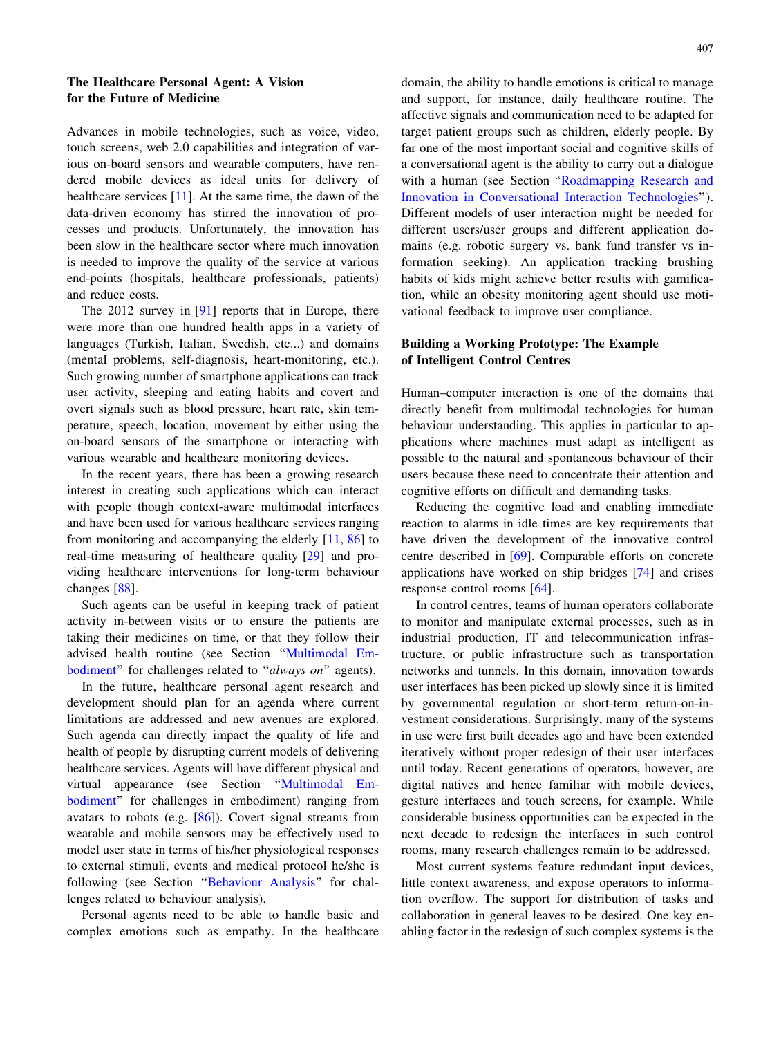## The Healthcare Personal Agent: A Vision for the Future of Medicine

Advances in mobile technologies, such as voice, video, touch screens, web 2.0 capabilities and integration of various on-board sensors and wearable computers, have rendered mobile devices as ideal units for delivery of healthcare services [11]. At the same time, the dawn of the data-driven economy has stirred the innovation of processes and products. Unfortunately, the innovation has been slow in the healthcare sector where much innovation is needed to improve the quality of the service at various end-points (hospitals, healthcare professionals, patients) and reduce costs.

The 2012 survey in [91] reports that in Europe, there were more than one hundred health apps in a variety of languages (Turkish, Italian, Swedish, etc...) and domains (mental problems, self-diagnosis, heart-monitoring, etc.). Such growing number of smartphone applications can track user activity, sleeping and eating habits and covert and overt signals such as blood pressure, heart rate, skin temperature, speech, location, movement by either using the on-board sensors of the smartphone or interacting with various wearable and healthcare monitoring devices.

In the recent years, there has been a growing research interest in creating such applications which can interact with people though context-aware multimodal interfaces and have been used for various healthcare services ranging from monitoring and accompanying the elderly [11, 86] to real-time measuring of healthcare quality [29] and providing healthcare interventions for long-term behaviour changes [88].

Such agents can be useful in keeping track of patient activity in-between visits or to ensure the patients are taking their medicines on time, or that they follow their advised health routine (see Section "Multimodal Embodiment" for challenges related to "*always on*" agents).

In the future, healthcare personal agent research and development should plan for an agenda where current limitations are addressed and new avenues are explored. Such agenda can directly impact the quality of life and health of people by disrupting current models of delivering healthcare services. Agents will have different physical and virtual appearance (see Section "Multimodal Embodiment" for challenges in embodiment) ranging from avatars to robots (e.g. [86]). Covert signal streams from wearable and mobile sensors may be effectively used to model user state in terms of his/her physiological responses to external stimuli, events and medical protocol he/she is following (see Section "Behaviour Analysis" for challenges related to behaviour analysis).

Personal agents need to be able to handle basic and complex emotions such as empathy. In the healthcare domain, the ability to handle emotions is critical to manage and support, for instance, daily healthcare routine. The affective signals and communication need to be adapted for target patient groups such as children, elderly people. By far one of the most important social and cognitive skills of a conversational agent is the ability to carry out a dialogue with a human (see Section "Roadmapping Research and Innovation in Conversational Interaction Technologies"). Different models of user interaction might be needed for different users/user groups and different application domains (e.g. robotic surgery vs. bank fund transfer vs information seeking). An application tracking brushing habits of kids might achieve better results with gamification, while an obesity monitoring agent should use motivational feedback to improve user compliance.

## Building a Working Prototype: The Example of Intelligent Control Centres

Human–computer interaction is one of the domains that directly benefit from multimodal technologies for human behaviour understanding. This applies in particular to applications where machines must adapt as intelligent as possible to the natural and spontaneous behaviour of their users because these need to concentrate their attention and cognitive efforts on difficult and demanding tasks.

Reducing the cognitive load and enabling immediate reaction to alarms in idle times are key requirements that have driven the development of the innovative control centre described in [69]. Comparable efforts on concrete applications have worked on ship bridges [74] and crises response control rooms [64].

In control centres, teams of human operators collaborate to monitor and manipulate external processes, such as in industrial production, IT and telecommunication infrastructure, or public infrastructure such as transportation networks and tunnels. In this domain, innovation towards user interfaces has been picked up slowly since it is limited by governmental regulation or short-term return-on-investment considerations. Surprisingly, many of the systems in use were first built decades ago and have been extended iteratively without proper redesign of their user interfaces until today. Recent generations of operators, however, are digital natives and hence familiar with mobile devices, gesture interfaces and touch screens, for example. While considerable business opportunities can be expected in the next decade to redesign the interfaces in such control rooms, many research challenges remain to be addressed.

Most current systems feature redundant input devices, little context awareness, and expose operators to information overflow. The support for distribution of tasks and collaboration in general leaves to be desired. One key enabling factor in the redesign of such complex systems is the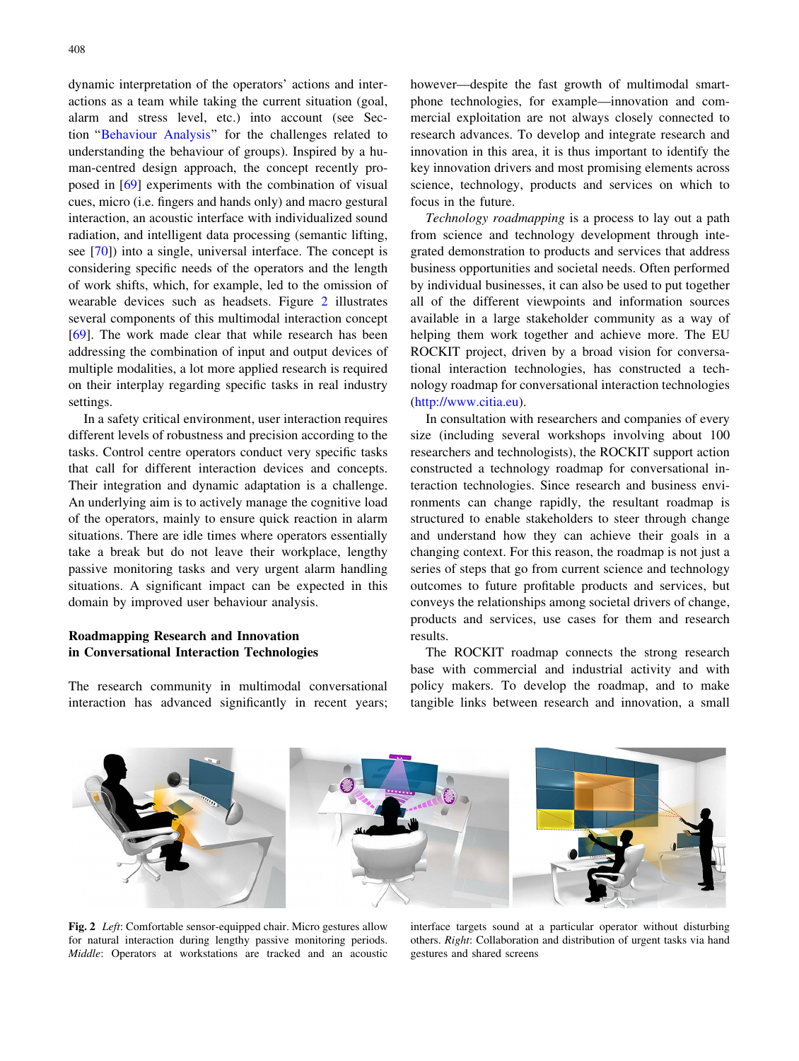dynamic interpretation of the operators' actions and interactions as a team while taking the current situation (goal, alarm and stress level, etc.) into account (see Section "Behaviour Analysis" for the challenges related to understanding the behaviour of groups). Inspired by a human-centred design approach, the concept recently proposed in [69] experiments with the combination of visual cues, micro (i.e. fingers and hands only) and macro gestural interaction, an acoustic interface with individualized sound radiation, and intelligent data processing (semantic lifting, see [70]) into a single, universal interface. The concept is considering specific needs of the operators and the length of work shifts, which, for example, led to the omission of wearable devices such as headsets. Figure 2 illustrates several components of this multimodal interaction concept [69]. The work made clear that while research has been addressing the combination of input and output devices of multiple modalities, a lot more applied research is required on their interplay regarding specific tasks in real industry settings.

In a safety critical environment, user interaction requires different levels of robustness and precision according to the tasks. Control centre operators conduct very specific tasks that call for different interaction devices and concepts. Their integration and dynamic adaptation is a challenge. An underlying aim is to actively manage the cognitive load of the operators, mainly to ensure quick reaction in alarm situations. There are idle times where operators essentially take a break but do not leave their workplace, lengthy passive monitoring tasks and very urgent alarm handling situations. A significant impact can be expected in this domain by improved user behaviour analysis.

## Roadmapping Research and Innovation in Conversational Interaction Technologies

The research community in multimodal conversational interaction has advanced significantly in recent years; however—despite the fast growth of multimodal smartphone technologies, for example—innovation and commercial exploitation are not always closely connected to research advances. To develop and integrate research and innovation in this area, it is thus important to identify the key innovation drivers and most promising elements across science, technology, products and services on which to focus in the future.

*Technology roadmapping* is a process to lay out a path from science and technology development through integrated demonstration to products and services that address business opportunities and societal needs. Often performed by individual businesses, it can also be used to put together all of the different viewpoints and information sources available in a large stakeholder community as a way of helping them work together and achieve more. The EU ROCKIT project, driven by a broad vision for conversational interaction technologies, has constructed a technology roadmap for conversational interaction technologies (http://www.citia.eu).

In consultation with researchers and companies of every size (including several workshops involving about 100 researchers and technologists), the ROCKIT support action constructed a technology roadmap for conversational interaction technologies. Since research and business environments can change rapidly, the resultant roadmap is structured to enable stakeholders to steer through change and understand how they can achieve their goals in a changing context. For this reason, the roadmap is not just a series of steps that go from current science and technology outcomes to future profitable products and services, but conveys the relationships among societal drivers of change, products and services, use cases for them and research results.

The ROCKIT roadmap connects the strong research base with commercial and industrial activity and with policy makers. To develop the roadmap, and to make tangible links between research and innovation, a small

**Fig. 2** *Left*: Comfortable sensor-equipped chair. Micro gestures allow for natural interaction during lengthy passive monitoring periods. *Middle*: Operators at workstations are tracked and an acoustic interface targets sound at a particular operator without disturbing others. *Right*: Collaboration and distribution of urgent tasks via hand gestures and shared screens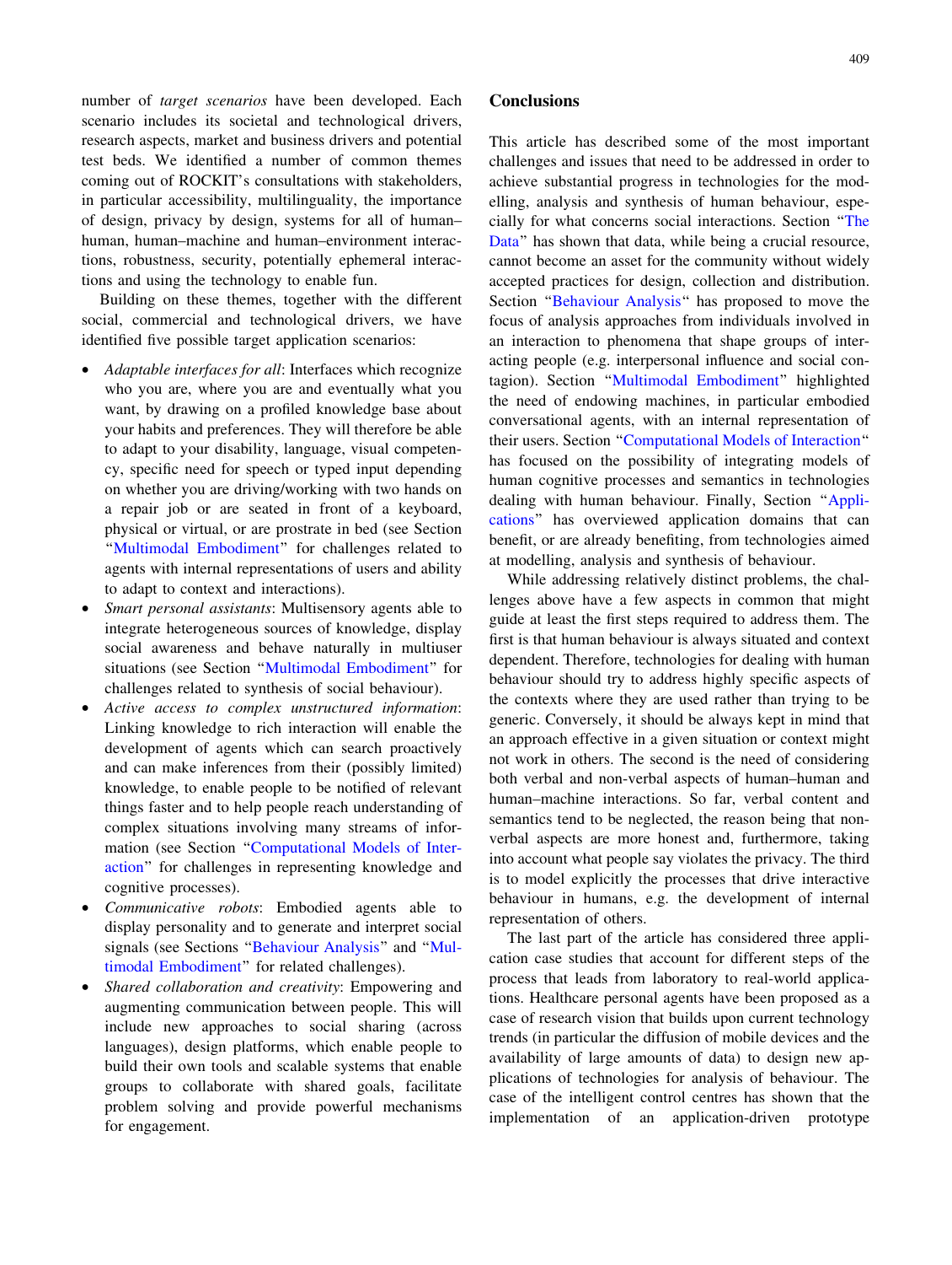number of *target scenarios* have been developed. Each scenario includes its societal and technological drivers, research aspects, market and business drivers and potential test beds. We identified a number of common themes coming out of ROCKIT's consultations with stakeholders, in particular accessibility, multilinguality, the importance of design, privacy by design, systems for all of human–human, human–machine and human–environment interactions, robustness, security, potentially ephemeral interactions and using the technology to enable fun.

Building on these themes, together with the different social, commercial and technological drivers, we have identified five possible target application scenarios:

- *Adaptable interfaces for all*: Interfaces which recognize who you are, where you are and eventually what you want, by drawing on a profiled knowledge base about your habits and preferences. They will therefore be able to adapt to your disability, language, visual competency, specific need for speech or typed input depending on whether you are driving/working with two hands on a repair job or are seated in front of a keyboard, physical or virtual, or are prostrate in bed (see Section "Multimodal Embodiment" for challenges related to agents with internal representations of users and ability to adapt to context and interactions).
- *Smart personal assistants*: Multisensory agents able to integrate heterogeneous sources of knowledge, display social awareness and behave naturally in multiuser situations (see Section "Multimodal Embodiment" for challenges related to synthesis of social behaviour).
- *Active access to complex unstructured information*: Linking knowledge to rich interaction will enable the development of agents which can search proactively and can make inferences from their (possibly limited) knowledge, to enable people to be notified of relevant things faster and to help people reach understanding of complex situations involving many streams of information (see Section "Computational Models of Interaction" for challenges in representing knowledge and cognitive processes).
- *Communicative robots*: Embodied agents able to display personality and to generate and interpret social signals (see Sections "Behaviour Analysis" and "Multimodal Embodiment" for related challenges).
- *Shared collaboration and creativity*: Empowering and augmenting communication between people. This will include new approaches to social sharing (across languages), design platforms, which enable people to build their own tools and scalable systems that enable groups to collaborate with shared goals, facilitate problem solving and provide powerful mechanisms for engagement.

## Conclusions

This article has described some of the most important challenges and issues that need to be addressed in order to achieve substantial progress in technologies for the modelling, analysis and synthesis of human behaviour, especially for what concerns social interactions. Section "The Data" has shown that data, while being a crucial resource, cannot become an asset for the community without widely accepted practices for design, collection and distribution. Section "Behaviour Analysis" has proposed to move the focus of analysis approaches from individuals involved in an interaction to phenomena that shape groups of interacting people (e.g. interpersonal influence and social contagion). Section "Multimodal Embodiment" highlighted the need of endowing machines, in particular embodied conversational agents, with an internal representation of their users. Section "Computational Models of Interaction" has focused on the possibility of integrating models of human cognitive processes and semantics in technologies dealing with human behaviour. Finally, Section "Applications" has overviewed application domains that can benefit, or are already benefiting, from technologies aimed at modelling, analysis and synthesis of behaviour.

While addressing relatively distinct problems, the challenges above have a few aspects in common that might guide at least the first steps required to address them. The first is that human behaviour is always situated and context dependent. Therefore, technologies for dealing with human behaviour should try to address highly specific aspects of the contexts where they are used rather than trying to be generic. Conversely, it should be always kept in mind that an approach effective in a given situation or context might not work in others. The second is the need of considering both verbal and non-verbal aspects of human–human and human–machine interactions. So far, verbal content and semantics tend to be neglected, the reason being that non-verbal aspects are more honest and, furthermore, taking into account what people say violates the privacy. The third is to model explicitly the processes that drive interactive behaviour in humans, e.g. the development of internal representation of others.

The last part of the article has considered three application case studies that account for different steps of the process that leads from laboratory to real-world applications. Healthcare personal agents have been proposed as a case of research vision that builds upon current technology trends (in particular the diffusion of mobile devices and the availability of large amounts of data) to design new applications of technologies for analysis of behaviour. The case of the intelligent control centres has shown that the implementation of an application-driven prototype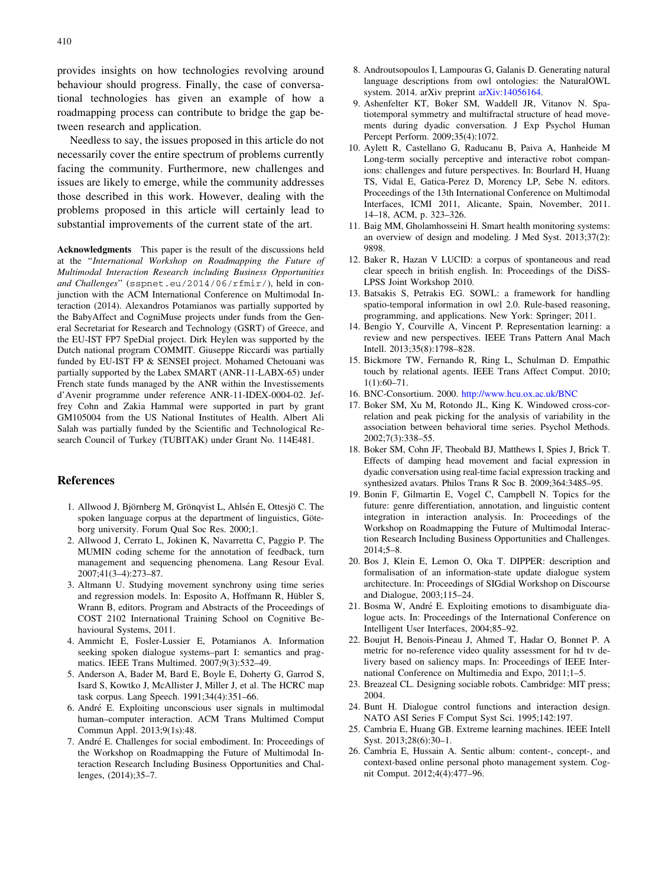provides insights on how technologies revolving around behaviour should progress. Finally, the case of conversational technologies has given an example of how a roadmapping process can contribute to bridge the gap between research and application.

Needless to say, the issues proposed in this article do not necessarily cover the entire spectrum of problems currently facing the community. Furthermore, new challenges and issues are likely to emerge, while the community addresses those described in this work. However, dealing with the problems proposed in this article will certainly lead to substantial improvements of the current state of the art.

**Acknowledgments** This paper is the result of the discussions held at the "*International Workshop on Roadmapping the Future of Multimodal Interaction Research including Business Opportunities and Challenges*" (sspnet.eu/2014/06/rfmir/), held in conjunction with the ACM International Conference on Multimodal Interaction (2014). Alexandros Potamianos was partially supported by the BabyAffect and CogniMuse projects under funds from the General Secretariat for Research and Technology (GSRT) of Greece, and the EU-IST FP7 SpeDial project. Dirk Heylen was supported by the Dutch national program COMMIT. Giuseppe Riccardi was partially funded by EU-IST FP & SENSEI project. Mohamed Chetouani was partially supported by the Labex SMART (ANR-11-LABX-65) under French state funds managed by the ANR within the Investissements d'Avenir programme under reference ANR-11-IDEX-0004-02. Jeffrey Cohn and Zakia Hammal were supported in part by grant GM105004 from the US National Institutes of Health. Albert Ali Salah was partially funded by the Scientific and Technological Research Council of Turkey (TUBITAK) under Grant No. 114E481.

## References

1. Allwood J, Björnberg M, Grönqvist L, Ahlsén E, Ottesjö C. The spoken language corpus at the department of linguistics, Göteborg university. Forum Qual Soc Res. 2000;1.
2. Allwood J, Cerrato L, Jokinen K, Navarretta C, Paggio P. The MUMIN coding scheme for the annotation of feedback, turn management and sequencing phenomena. Lang Resour Eval. 2007;41(3–4):273–87.
3. Altmann U. Studying movement synchrony using time series and regression models. In: Esposito A, Hoffmann R, Hübler S, Wrann B, editors. Program and Abstracts of the Proceedings of COST 2102 International Training School on Cognitive Behavioural Systems, 2011.
4. Ammicht E, Fosler-Lussier E, Potamianos A. Information seeking spoken dialogue systems–part I: semantics and pragmatics. IEEE Trans Multimed. 2007;9(3):532–49.
5. Anderson A, Bader M, Bard E, Boyle E, Doherty G, Garrod S, Isard S, Kowtko J, McAllister J, Miller J, et al. The HCRC map task corpus. Lang Speech. 1991;34(4):351–66.
6. André E. Exploiting unconscious user signals in multimodal human–computer interaction. ACM Trans Multimed Comput Commun Appl. 2013;9(1s):48.
7. André E. Challenges for social embodiment. In: Proceedings of the Workshop on Roadmapping the Future of Multimodal Interaction Research Including Business Opportunities and Challenges, (2014);35–7.
8. Androutsopoulos I, Lampouras G, Galanis D. Generating natural language descriptions from owl ontologies: the NaturalOWL system. 2014. arXiv preprint arXiv:14056164.
9. Ashenfelter KT, Boker SM, Waddell JR, Vitanov N. Spatiotemporal symmetry and multifractal structure of head movements during dyadic conversation. J Exp Psychol Human Percept Perform. 2009;35(4):1072.
10. Aylett R, Castellano G, Raducanu B, Paiva A, Hanheide M Long-term socially perceptive and interactive robot companions: challenges and future perspectives. In: Bourlard H, Huang TS, Vidal E, Gatica-Perez D, Morency LP, Sebe N. editors. Proceedings of the 13th International Conference on Multimodal Interfaces, ICMI 2011, Alicante, Spain, November, 2011. 14–18, ACM, p. 323–326.
11. Baig MM, Gholamhosseini H. Smart health monitoring systems: an overview of design and modeling. J Med Syst. 2013;37(2):9898.
12. Baker R, Hazan V LUCID: a corpus of spontaneous and read clear speech in british english. In: Proceedings of the DiSS-LPSS Joint Workshop 2010.
13. Batsakis S, Petrakis EG. SOWL: a framework for handling spatio-temporal information in owl 2.0. Rule-based reasoning, programming, and applications. New York: Springer; 2011.
14. Bengio Y, Courville A, Vincent P. Representation learning: a review and new perspectives. IEEE Trans Pattern Anal Mach Intell. 2013;35(8):1798–828.
15. Bickmore TW, Fernando R, Ring L, Schulman D. Empathic touch by relational agents. IEEE Trans Affect Comput. 2010; 1(1):60–71.
16. BNC-Consortium. 2000. http://www.hcu.ox.ac.uk/BNC
17. Boker SM, Xu M, Rotondo JL, King K. Windowed cross-correlation and peak picking for the analysis of variability in the association between behavioral time series. Psychol Methods. 2002;7(3):338–55.
18. Boker SM, Cohn JF, Theobald BJ, Matthews I, Spies J, Brick T. Effects of damping head movement and facial expression in dyadic conversation using real-time facial expression tracking and synthesized avatars. Philos Trans R Soc B. 2009;364:3485–95.
19. Bonin F, Gilmartin E, Vogel C, Campbell N. Topics for the future: genre differentiation, annotation, and linguistic content integration in interaction analysis. In: Proceedings of the Workshop on Roadmapping the Future of Multimodal Interaction Research Including Business Opportunities and Challenges. 2014;5–8.
20. Bos J, Klein E, Lemon O, Oka T. DIPPER: description and formalisation of an information-state update dialogue system architecture. In: Proceedings of SIGdial Workshop on Discourse and Dialogue, 2003;115–24.
21. Bosma W, André E. Exploiting emotions to disambiguate dialogue acts. In: Proceedings of the International Conference on Intelligent User Interfaces, 2004;85–92.
22. Boujut H, Benois-Pineau J, Ahmed T, Hadar O, Bonnet P. A metric for no-reference video quality assessment for hd tv delivery based on saliency maps. In: Proceedings of IEEE International Conference on Multimedia and Expo, 2011;1–5.
23. Breazeal CL. Designing sociable robots. Cambridge: MIT press; 2004.
24. Bunt H. Dialogue control functions and interaction design. NATO ASI Series F Comput Syst Sci. 1995;142:197.
25. Cambria E, Huang GB. Extreme learning machines. IEEE Intell Syst. 2013;28(6):30–1.
26. Cambria E, Hussain A. Sentic album: content-, concept-, and context-based online personal photo management system. Cognit Comput. 2012;4(4):477–96.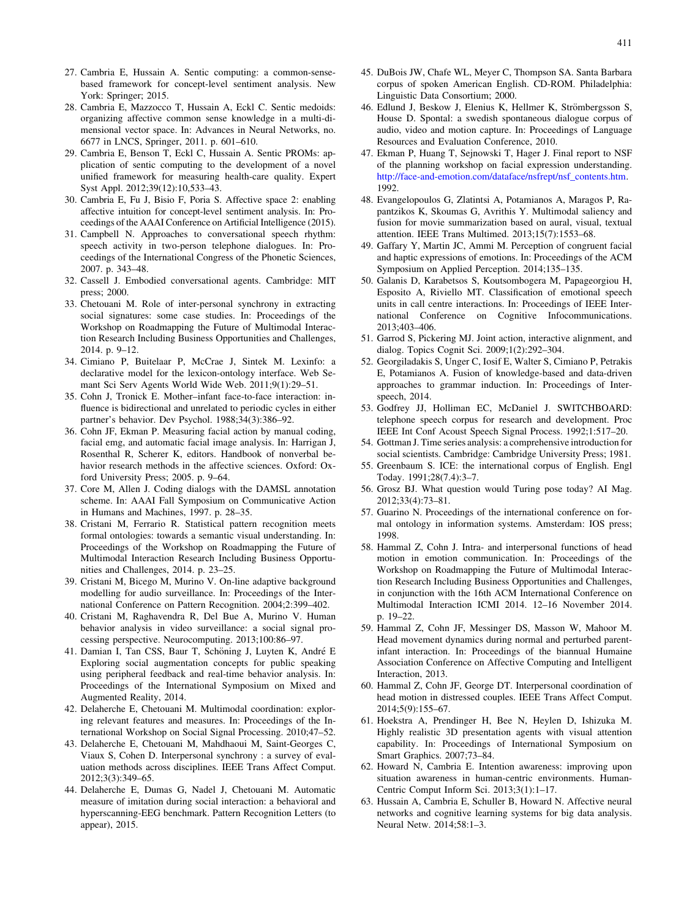27. Cambria E, Hussain A. Sentic computing: a common-sense-based framework for concept-level sentiment analysis. New York: Springer; 2015.
28. Cambria E, Mazzocco T, Hussain A, Eckl C. Sentic medoids: organizing affective common sense knowledge in a multi-dimensional vector space. In: Advances in Neural Networks, no. 6677 in LNCS, Springer, 2011. p. 601–610.
29. Cambria E, Benson T, Eckl C, Hussain A. Sentic PROMs: application of sentic computing to the development of a novel unified framework for measuring health-care quality. Expert Syst Appl. 2012;39(12):10,533–43.
30. Cambria E, Fu J, Bisio F, Poria S. Affective space 2: enabling affective intuition for concept-level sentiment analysis. In: Proceedings of the AAAI Conference on Artificial Intelligence (2015).
31. Campbell N. Approaches to conversational speech rhythm: speech activity in two-person telephone dialogues. In: Proceedings of the International Congress of the Phonetic Sciences, 2007. p. 343–48.
32. Cassell J. Embodied conversational agents. Cambridge: MIT press; 2000.
33. Chetouani M. Role of inter-personal synchrony in extracting social signatures: some case studies. In: Proceedings of the Workshop on Roadmapping the Future of Multimodal Interaction Research Including Business Opportunities and Challenges, 2014. p. 9–12.
34. Cimiano P, Buitelaar P, McCrae J, Sintek M. Lexinfo: a declarative model for the lexicon-ontology interface. Web Semant Sci Serv Agents World Wide Web. 2011;9(1):29–51.
35. Cohn J, Tronick E. Mother–infant face-to-face interaction: influence is bidirectional and unrelated to periodic cycles in either partner's behavior. Dev Psychol. 1988;34(3):386–92.
36. Cohn JF, Ekman P. Measuring facial action by manual coding, facial emg, and automatic facial image analysis. In: Harrigan J, Rosenthal R, Scherer K, editors. Handbook of nonverbal behavior research methods in the affective sciences. Oxford: Oxford University Press; 2005. p. 9–64.
37. Core M, Allen J. Coding dialogs with the DAMSL annotation scheme. In: AAAI Fall Symposium on Communicative Action in Humans and Machines, 1997. p. 28–35.
38. Cristani M, Ferrario R. Statistical pattern recognition meets formal ontologies: towards a semantic visual understanding. In: Proceedings of the Workshop on Roadmapping the Future of Multimodal Interaction Research Including Business Opportunities and Challenges, 2014. p. 23–25.
39. Cristani M, Bicego M, Murino V. On-line adaptive background modelling for audio surveillance. In: Proceedings of the International Conference on Pattern Recognition. 2004;2:399–402.
40. Cristani M, Raghavendra R, Del Bue A, Murino V. Human behavior analysis in video surveillance: a social signal processing perspective. Neurocomputing. 2013;100:86–97.
41. Damian I, Tan CSS, Baur T, Schöning J, Luyten K, André E Exploring social augmentation concepts for public speaking using peripheral feedback and real-time behavior analysis. In: Proceedings of the International Symposium on Mixed and Augmented Reality, 2014.
42. Delaherche E, Chetouani M. Multimodal coordination: exploring relevant features and measures. In: Proceedings of the International Workshop on Social Signal Processing. 2010;47–52.
43. Delaherche E, Chetouani M, Mahdhaoui M, Saint-Georges C, Viaux S, Cohen D. Interpersonal synchrony : a survey of evaluation methods across disciplines. IEEE Trans Affect Comput. 2012;3(3):349–65.
44. Delaherche E, Dumas G, Nadel J, Chetouani M. Automatic measure of imitation during social interaction: a behavioral and hyperscanning-EEG benchmark. Pattern Recognition Letters (to appear), 2015.
45. DuBois JW, Chafe WL, Meyer C, Thompson SA. Santa Barbara corpus of spoken American English. CD-ROM. Philadelphia: Linguistic Data Consortium; 2000.
46. Edlund J, Beskow J, Elenius K, Hellmer K, Strömbergsson S, House D. Spontal: a swedish spontaneous dialogue corpus of audio, video and motion capture. In: Proceedings of Language Resources and Evaluation Conference, 2010.
47. Ekman P, Huang T, Sejnowski T, Hager J. Final report to NSF of the planning workshop on facial expression understanding. http://face-and-emotion.com/dataface/nsfrept/nsf_contents.htm. 1992.
48. Evangelopoulos G, Zlatintsi A, Potamianos A, Maragos P, Rapantzikos K, Skoumas G, Avrithis Y. Multimodal saliency and fusion for movie summarization based on aural, visual, textual attention. IEEE Trans Multimed. 2013;15(7):1553–68.
49. Gaffary Y, Martin JC, Ammi M. Perception of congruent facial and haptic expressions of emotions. In: Proceedings of the ACM Symposium on Applied Perception. 2014;135–135.
50. Galanis D, Karabetsos S, Koutsombogera M, Papageorgiou H, Esposito A, Riviello MT. Classification of emotional speech units in call centre interactions. In: Proceedings of IEEE International Conference on Cognitive Infocommunications. 2013;403–406.
51. Garrod S, Pickering MJ. Joint action, interactive alignment, and dialog. Topics Cognit Sci. 2009;1(2):292–304.
52. Georgiladakis S, Unger C, Iosif E, Walter S, Cimiano P, Petrakis E, Potamianos A. Fusion of knowledge-based and data-driven approaches to grammar induction. In: Proceedings of Interspeech, 2014.
53. Godfrey JJ, Holliman EC, McDaniel J. SWITCHBOARD: telephone speech corpus for research and development. Proc IEEE Int Conf Acoust Speech Signal Process. 1992;1:517–20.
54. Gottman J. Time series analysis: a comprehensive introduction for social scientists. Cambridge: Cambridge University Press; 1981.
55. Greenbaum S. ICE: the international corpus of English. Engl Today. 1991;28(7.4):3–7.
56. Grosz BJ. What question would Turing pose today? AI Mag. 2012;33(4):73–81.
57. Guarino N. Proceedings of the international conference on formal ontology in information systems. Amsterdam: IOS press; 1998.
58. Hammal Z, Cohn J. Intra- and interpersonal functions of head motion in emotion communication. In: Proceedings of the Workshop on Roadmapping the Future of Multimodal Interaction Research Including Business Opportunities and Challenges, in conjunction with the 16th ACM International Conference on Multimodal Interaction ICMI 2014. 12–16 November 2014. p. 19–22.
59. Hammal Z, Cohn JF, Messinger DS, Masson W, Mahoor M. Head movement dynamics during normal and perturbed parent-infant interaction. In: Proceedings of the biannual Humaine Association Conference on Affective Computing and Intelligent Interaction, 2013.
60. Hammal Z, Cohn JF, George DT. Interpersonal coordination of head motion in distressed couples. IEEE Trans Affect Comput. 2014;5(9):155–67.
61. Hoekstra A, Prendinger H, Bee N, Heylen D, Ishizuka M. Highly realistic 3D presentation agents with visual attention capability. In: Proceedings of International Symposium on Smart Graphics. 2007;73–84.
62. Howard N, Cambria E. Intention awareness: improving upon situation awareness in human-centric environments. Human-Centric Comput Inform Sci. 2013;3(1):1–17.
63. Hussain A, Cambria E, Schuller B, Howard N. Affective neural networks and cognitive learning systems for big data analysis. Neural Netw. 2014;58:1–3.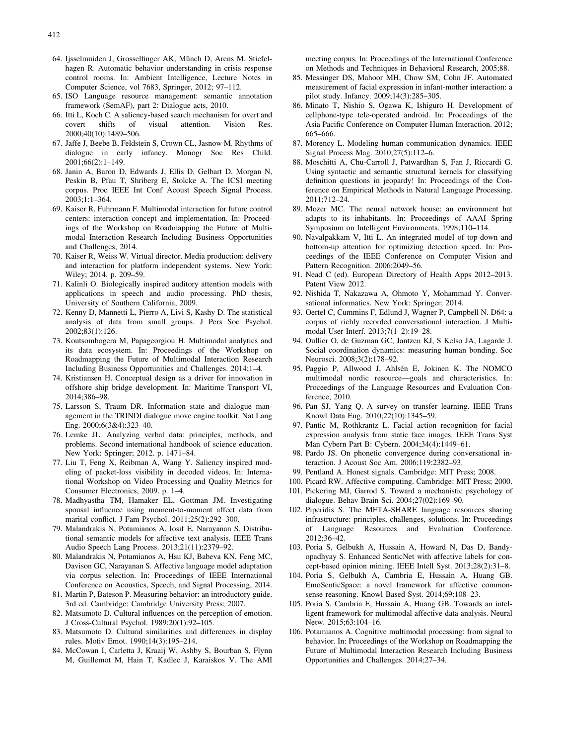64. Ijsselmuiden J, Grosselfinger AK, Münch D, Arens M, Stiefelhagen R. Automatic behavior understanding in crisis response control rooms. In: Ambient Intelligence, Lecture Notes in Computer Science, vol 7683, Springer, 2012; 97–112.
65. ISO Language resource management: semantic annotation framework (SemAF), part 2: Dialogue acts, 2010.
66. Itti L, Koch C. A saliency-based search mechanism for overt and covert shifts of visual attention. Vision Res. 2000;40(10):1489–506.
67. Jaffe J, Beebe B, Feldstein S, Crown CL, Jasnow M. Rhythms of dialogue in early infancy. Monogr Soc Res Child. 2001;66(2):1–149.
68. Janin A, Baron D, Edwards J, Ellis D, Gelbart D, Morgan N, Peskin B, Pfau T, Shriberg E, Stolcke A. The ICSI meeting corpus. Proc IEEE Int Conf Acoust Speech Signal Process. 2003;1:1–364.
69. Kaiser R, Fuhrmann F. Multimodal interaction for future control centers: interaction concept and implementation. In: Proceedings of the Workshop on Roadmapping the Future of Multimodal Interaction Research Including Business Opportunities and Challenges, 2014.
70. Kaiser R, Weiss W. Virtual director. Media production: delivery and interaction for platform independent systems. New York: Wiley; 2014. p. 209–59.
71. Kalinli O. Biologically inspired auditory attention models with applications in speech and audio processing. PhD thesis, University of Southern California, 2009.
72. Kenny D, Mannetti L, Pierro A, Livi S, Kashy D. The statistical analysis of data from small groups. J Pers Soc Psychol. 2002;83(1):126.
73. Koutsombogera M, Papageorgiou H. Multimodal analytics and its data ecosystem. In: Proceedings of the Workshop on Roadmapping the Future of Multimodal Interaction Research Including Business Opportunities and Challenges. 2014;1–4.
74. Kristiansen H. Conceptual design as a driver for innovation in offshore ship bridge development. In: Maritime Transport VI, 2014;386–98.
75. Larsson S, Traum DR. Information state and dialogue management in the TRINDI dialogue move engine toolkit. Nat Lang Eng. 2000;6(3&4):323–40.
76. Lemke JL. Analyzing verbal data: principles, methods, and problems. Second international handbook of science education. New York: Springer; 2012. p. 1471–84.
77. Liu T, Feng X, Reibman A, Wang Y. Saliency inspired modeling of packet-loss visibility in decoded videos. In: International Workshop on Video Processing and Quality Metrics for Consumer Electronics, 2009. p. 1–4.
78. Madhyastha TM, Hamaker EL, Gottman JM. Investigating spousal influence using moment-to-moment affect data from marital conflict. J Fam Psychol. 2011;25(2):292–300.
79. Malandrakis N, Potamianos A, Iosif E, Narayanan S. Distributional semantic models for affective text analysis. IEEE Trans Audio Speech Lang Process. 2013;21(11):2379–92.
80. Malandrakis N, Potamianos A, Hsu KJ, Babeva KN, Feng MC, Davison GC, Narayanan S. Affective language model adaptation via corpus selection. In: Proceedings of IEEE International Conference on Acoustics, Speech, and Signal Processing, 2014.
81. Martin P, Bateson P. Measuring behavior: an introductory guide. 3rd ed. Cambridge: Cambridge University Press; 2007.
82. Matsumoto D. Cultural influences on the perception of emotion. J Cross-Cultural Psychol. 1989;20(1):92–105.
83. Matsumoto D. Cultural similarities and differences in display rules. Motiv Emot. 1990;14(3):195–214.
84. McCowan I, Carletta J, Kraaij W, Ashby S, Bourban S, Flynn M, Guillemot M, Hain T, Kadlec J, Karaiskos V. The AMI meeting corpus. In: Proceedings of the International Conference on Methods and Techniques in Behavioral Research, 2005;88.
85. Messinger DS, Mahoor MH, Chow SM, Cohn JF. Automated measurement of facial expression in infant-mother interaction: a pilot study. Infancy. 2009;14(3):285–305.
86. Minato T, Nishio S, Ogawa K, Ishiguro H. Development of cellphone-type tele-operated android. In: Proceedings of the Asia Pacific Conference on Computer Human Interaction. 2012; 665–666.
87. Morency L. Modeling human communication dynamics. IEEE Signal Process Mag. 2010;27(5):112–6.
88. Moschitti A, Chu-Carroll J, Patwardhan S, Fan J, Riccardi G. Using syntactic and semantic structural kernels for classifying definition questions in jeopardy! In: Proceedings of the Conference on Empirical Methods in Natural Language Processing. 2011;712–24.
89. Mozer MC. The neural network house: an environment hat adapts to its inhabitants. In: Proceedings of AAAI Spring Symposium on Intelligent Environments. 1998;110–114.
90. Navalpakkam V, Itti L. An integrated model of top-down and bottom-up attention for optimizing detection speed. In: Proceedings of the IEEE Conference on Computer Vision and Pattern Recognition. 2006;2049–56.
91. Nead C (ed). European Directory of Health Apps 2012–2013. Patent View 2012.
92. Nishida T, Nakazawa A, Ohmoto Y, Mohammad Y. Conversational informatics. New York: Springer; 2014.
93. Oertel C, Cummins F, Edlund J, Wagner P, Campbell N. D64: a corpus of richly recorded conversational interaction. J Multimodal User Interf. 2013;7(1–2):19–28.
94. Oullier O, de Guzman GC, Jantzen KJ, S Kelso JA, Lagarde J. Social coordination dynamics: measuring human bonding. Soc Neurosci. 2008;3(2):178–92.
95. Paggio P, Allwood J, Ahlsén E, Jokinen K. The NOMCO multimodal nordic resource—goals and characteristics. In: Proceedings of the Language Resources and Evaluation Conference, 2010.
96. Pan SJ, Yang Q. A survey on transfer learning. IEEE Trans Knowl Data Eng. 2010;22(10):1345–59.
97. Pantic M, Rothkrantz L. Facial action recognition for facial expression analysis from static face images. IEEE Trans Syst Man Cybern Part B: Cybern. 2004;34(4):1449–61.
98. Pardo JS. On phonetic convergence during conversational interaction. J Acoust Soc Am. 2006;119:2382–93.
99. Pentland A. Honest signals. Cambridge: MIT Press; 2008.
100. Picard RW. Affective computing. Cambridge: MIT Press; 2000.
101. Pickering MJ, Garrod S. Toward a mechanistic psychology of dialogue. Behav Brain Sci. 2004;27(02):169–90.
102. Piperidis S. The META-SHARE language resources sharing infrastructure: principles, challenges, solutions. In: Proceedings of Language Resources and Evaluation Conference. 2012;36–42.
103. Poria S, Gelbukh A, Hussain A, Howard N, Das D, Bandyopadhyay S. Enhanced SenticNet with affective labels for concept-based opinion mining. IEEE Intell Syst. 2013;28(2):31–8.
104. Poria S, Gelbukh A, Cambria E, Hussain A, Huang GB. EmoSenticSpace: a novel framework for affective commonsense reasoning. Knowl Based Syst. 2014;69:108–23.
105. Poria S, Cambria E, Hussain A, Huang GB. Towards an intelligent framework for multimodal affective data analysis. Neural Netw. 2015;63:104–16.
106. Potamianos A. Cognitive multimodal processing: from signal to behavior. In: Proceedings of the Workshop on Roadmapping the Future of Multimodal Interaction Research Including Business Opportunities and Challenges. 2014;27–34.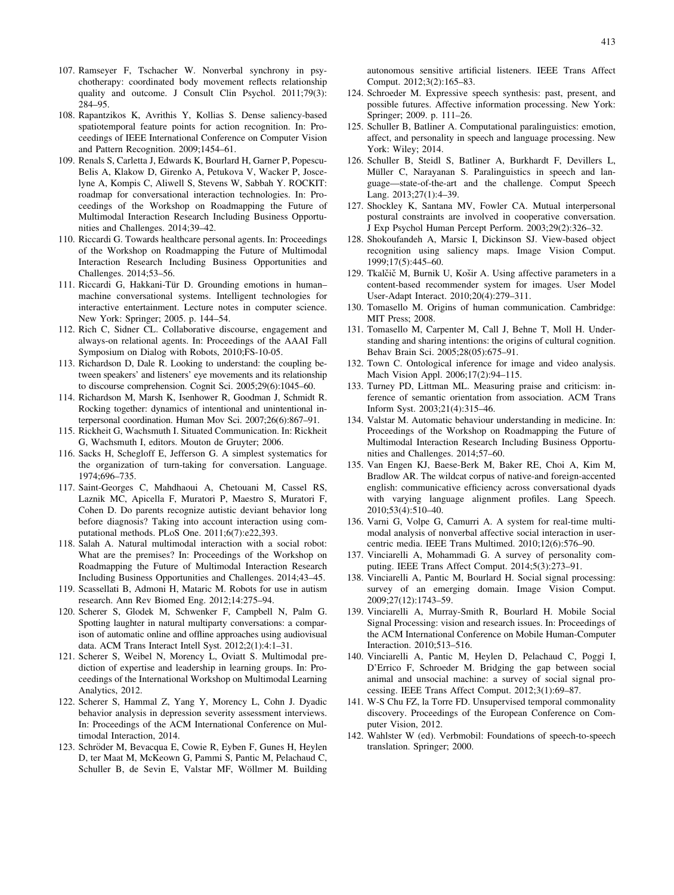107. Ramseyer F, Tschacher W. Nonverbal synchrony in psychotherapy: coordinated body movement reflects relationship quality and outcome. J Consult Clin Psychol. 2011;79(3): 284–95.
108. Rapantzikos K, Avrithis Y, Kollias S. Dense saliency-based spatiotemporal feature points for action recognition. In: Proceedings of IEEE International Conference on Computer Vision and Pattern Recognition. 2009;1454–61.
109. Renals S, Carletta J, Edwards K, Bourlard H, Garner P, Popescu-Belis A, Klakow D, Girenko A, Petukova V, Wacker P, Joscelyne A, Kompis C, Aliwell S, Stevens W, Sabbah Y. ROCKIT: roadmap for conversational interaction technologies. In: Proceedings of the Workshop on Roadmapping the Future of Multimodal Interaction Research Including Business Opportunities and Challenges. 2014;39–42.
110. Riccardi G. Towards healthcare personal agents. In: Proceedings of the Workshop on Roadmapping the Future of Multimodal Interaction Research Including Business Opportunities and Challenges. 2014;53–56.
111. Riccardi G, Hakkani-Tür D. Grounding emotions in human–machine conversational systems. Intelligent technologies for interactive entertainment. Lecture notes in computer science. New York: Springer; 2005. p. 144–54.
112. Rich C, Sidner CL. Collaborative discourse, engagement and always-on relational agents. In: Proceedings of the AAAI Fall Symposium on Dialog with Robots, 2010;FS-10-05.
113. Richardson D, Dale R. Looking to understand: the coupling between speakers' and listeners' eye movements and its relationship to discourse comprehension. Cognit Sci. 2005;29(6):1045–60.
114. Richardson M, Marsh K, Isenhower R, Goodman J, Schmidt R. Rocking together: dynamics of intentional and unintentional interpersonal coordination. Human Mov Sci. 2007;26(6):867–91.
115. Rickheit G, Wachsmuth I. Situated Communication. In: Rickheit G, Wachsmuth I, editors. Mouton de Gruyter; 2006.
116. Sacks H, Schegloff E, Jefferson G. A simplest systematics for the organization of turn-taking for conversation. Language. 1974;696–735.
117. Saint-Georges C, Mahdhaoui A, Chetouani M, Cassel RS, Laznik MC, Apicella F, Muratori P, Maestro S, Muratori F, Cohen D. Do parents recognize autistic deviant behavior long before diagnosis? Taking into account interaction using computational methods. PLoS One. 2011;6(7):e22,393.
118. Salah A. Natural multimodal interaction with a social robot: What are the premises? In: Proceedings of the Workshop on Roadmapping the Future of Multimodal Interaction Research Including Business Opportunities and Challenges. 2014;43–45.
119. Scassellati B, Admoni H, Mataric M. Robots for use in autism research. Ann Rev Biomed Eng. 2012;14:275–94.
120. Scherer S, Glodek M, Schwenker F, Campbell N, Palm G. Spotting laughter in natural multiparty conversations: a comparison of automatic online and offline approaches using audiovisual data. ACM Trans Interact Intell Syst. 2012;2(1):4:1–31.
121. Scherer S, Weibel N, Morency L, Oviatt S. Multimodal prediction of expertise and leadership in learning groups. In: Proceedings of the International Workshop on Multimodal Learning Analytics, 2012.
122. Scherer S, Hammal Z, Yang Y, Morency L, Cohn J. Dyadic behavior analysis in depression severity assessment interviews. In: Proceedings of the ACM International Conference on Multimodal Interaction, 2014.
123. Schröder M, Bevacqua E, Cowie R, Eyben F, Gunes H, Heylen D, ter Maat M, McKeown G, Pammi S, Pantic M, Pelachaud C, Schuller B, de Sevin E, Valstar MF, Wöllmer M. Building autonomous sensitive artificial listeners. IEEE Trans Affect Comput. 2012;3(2):165–83.
124. Schroeder M. Expressive speech synthesis: past, present, and possible futures. Affective information processing. New York: Springer; 2009. p. 111–26.
125. Schuller B, Batliner A. Computational paralinguistics: emotion, affect, and personality in speech and language processing. New York: Wiley; 2014.
126. Schuller B, Steidl S, Batliner A, Burkhardt F, Devillers L, Müller C, Narayanan S. Paralinguistics in speech and language—state-of-the-art and the challenge. Comput Speech Lang. 2013;27(1):4–39.
127. Shockley K, Santana MV, Fowler CA. Mutual interpersonal postural constraints are involved in cooperative conversation. J Exp Psychol Human Percept Perform. 2003;29(2):326–32.
128. Shokoufandeh A, Marsic I, Dickinson SJ. View-based object recognition using saliency maps. Image Vision Comput. 1999;17(5):445–60.
129. Tkalčič M, Burnik U, Košir A. Using affective parameters in a content-based recommender system for images. User Model User-Adapt Interact. 2010;20(4):279–311.
130. Tomasello M. Origins of human communication. Cambridge: MIT Press; 2008.
131. Tomasello M, Carpenter M, Call J, Behne T, Moll H. Understanding and sharing intentions: the origins of cultural cognition. Behav Brain Sci. 2005;28(05):675–91.
132. Town C. Ontological inference for image and video analysis. Mach Vision Appl. 2006;17(2):94–115.
133. Turney PD, Littman ML. Measuring praise and criticism: inference of semantic orientation from association. ACM Trans Inform Syst. 2003;21(4):315–46.
134. Valstar M. Automatic behaviour understanding in medicine. In: Proceedings of the Workshop on Roadmapping the Future of Multimodal Interaction Research Including Business Opportunities and Challenges. 2014;57–60.
135. Van Engen KJ, Baese-Berk M, Baker RE, Choi A, Kim M, Bradlow AR. The wildcat corpus of native-and foreign-accented english: communicative efficiency across conversational dyads with varying language alignment profiles. Lang Speech. 2010;53(4):510–40.
136. Varni G, Volpe G, Camurri A. A system for real-time multimodal analysis of nonverbal affective social interaction in user-centric media. IEEE Trans Multimed. 2010;12(6):576–90.
137. Vinciarelli A, Mohammadi G. A survey of personality computing. IEEE Trans Affect Comput. 2014;5(3):273–91.
138. Vinciarelli A, Pantic M, Bourlard H. Social signal processing: survey of an emerging domain. Image Vision Comput. 2009;27(12):1743–59.
139. Vinciarelli A, Murray-Smith R, Bourlard H. Mobile Social Signal Processing: vision and research issues. In: Proceedings of the ACM International Conference on Mobile Human-Computer Interaction. 2010;513–516.
140. Vinciarelli A, Pantic M, Heylen D, Pelachaud C, Poggi I, D'Errico F, Schroeder M. Bridging the gap between social animal and unsocial machine: a survey of social signal processing. IEEE Trans Affect Comput. 2012;3(1):69–87.
141. W-S Chu FZ, la Torre FD. Unsupervised temporal commonality discovery. Proceedings of the European Conference on Computer Vision, 2012.
142. Wahlster W (ed). Verbmobil: Foundations of speech-to-speech translation. Springer; 2000.